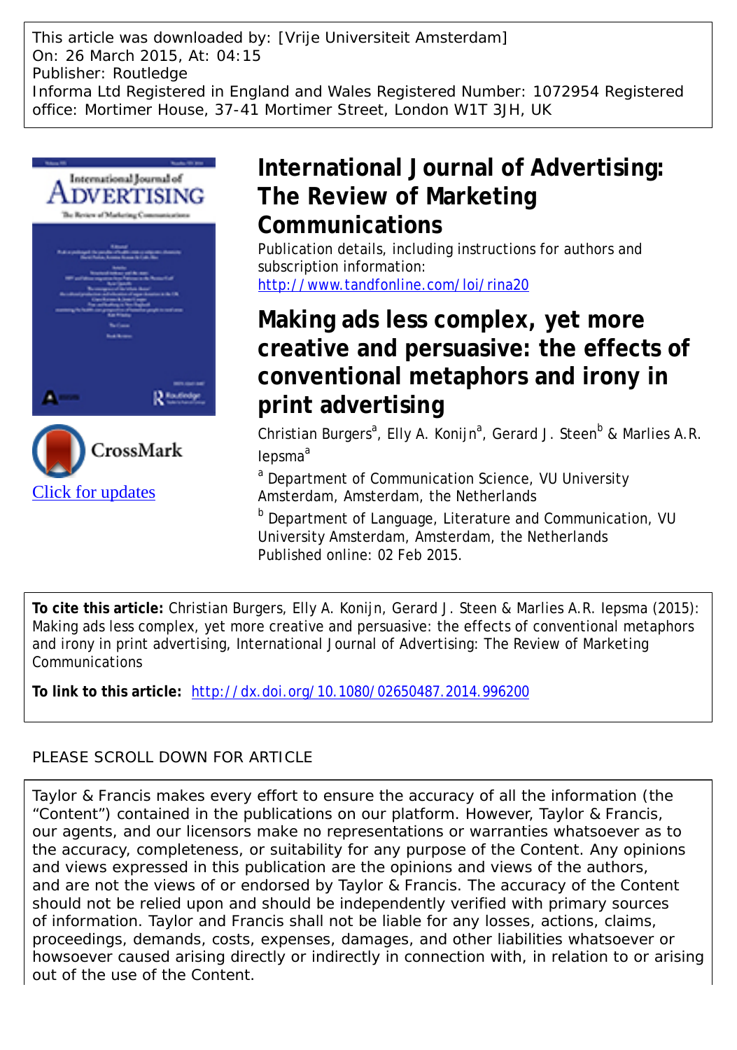This article was downloaded by: [Vrije Universiteit Amsterdam]
On: 26 March 2015, At: 04:15
Publisher: Routledge
Informa Ltd Registered in England and Wales Registered Number: 1072954 Registered office: Mortimer House, 37-41 Mortimer Street, London W1T 3JH, UK

# International Journal of Advertising: The Review of Marketing Communications

Publication details, including instructions for authors and subscription information:
http://www.tandfonline.com/loi/rina20

# Making ads less complex, yet more creative and persuasive: the effects of conventional metaphors and irony in print advertising

Christian Burgers[a], Elly A. Konijn[a], Gerard J. Steen[b] & Marlies A.R. Iepsma[a]

[a] Department of Communication Science, VU University Amsterdam, Amsterdam, the Netherlands

[b] Department of Language, Literature and Communication, VU University Amsterdam, Amsterdam, the Netherlands

Published online: 02 Feb 2015.

**To cite this article:** Christian Burgers, Elly A. Konijn, Gerard J. Steen & Marlies A.R. Iepsma (2015): Making ads less complex, yet more creative and persuasive: the effects of conventional metaphors and irony in print advertising, International Journal of Advertising: The Review of Marketing Communications

**To link to this article:** http://dx.doi.org/10.1080/02650487.2014.996200

PLEASE SCROLL DOWN FOR ARTICLE

Taylor & Francis makes every effort to ensure the accuracy of all the information (the "Content") contained in the publications on our platform. However, Taylor & Francis, our agents, and our licensors make no representations or warranties whatsoever as to the accuracy, completeness, or suitability for any purpose of the Content. Any opinions and views expressed in this publication are the opinions and views of the authors, and are not the views of or endorsed by Taylor & Francis. The accuracy of the Content should not be relied upon and should be independently verified with primary sources of information. Taylor and Francis shall not be liable for any losses, actions, claims, proceedings, demands, costs, expenses, damages, and other liabilities whatsoever or howsoever caused arising directly or indirectly in connection with, in relation to or arising out of the use of the Content.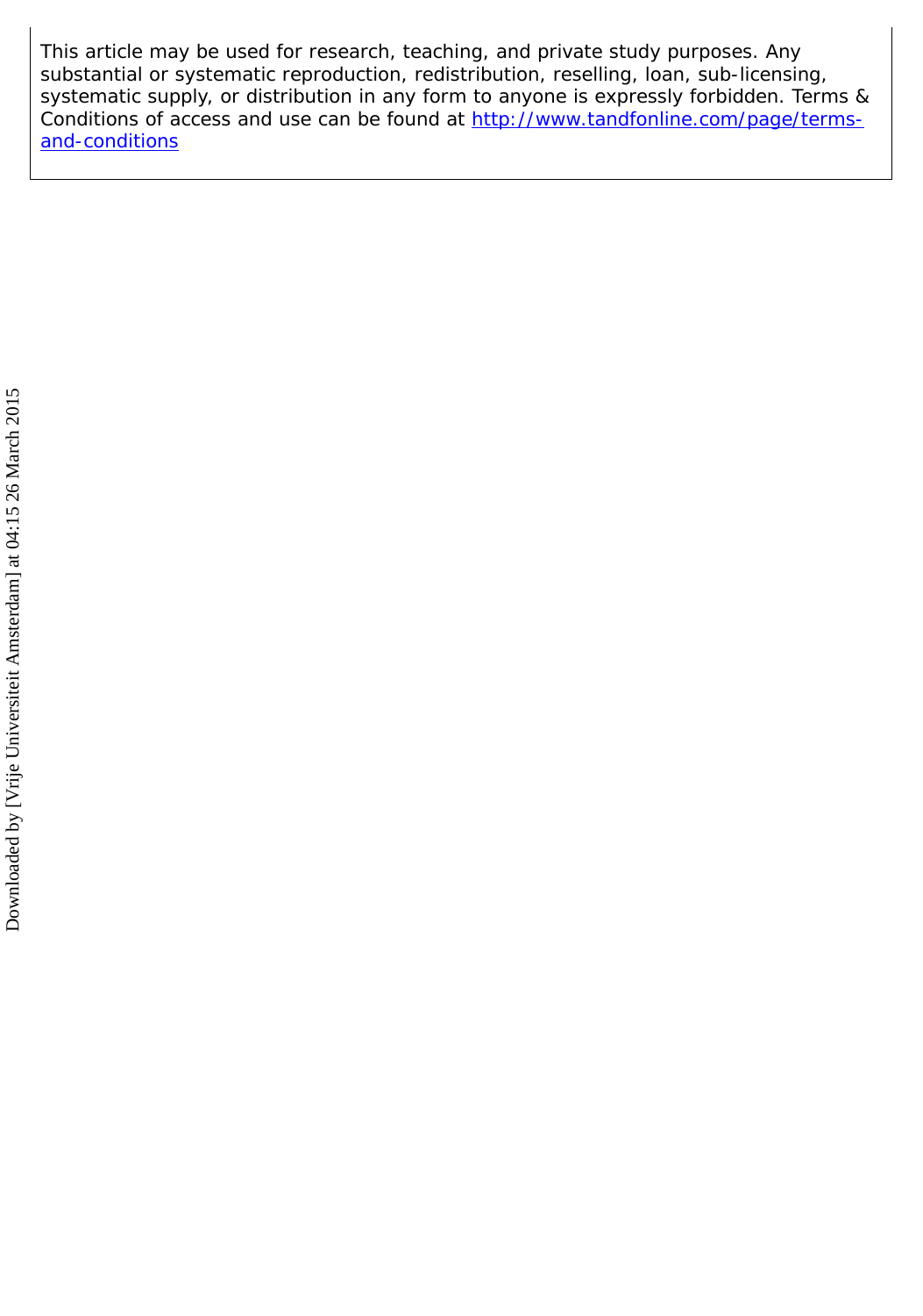This article may be used for research, teaching, and private study purposes. Any substantial or systematic reproduction, redistribution, reselling, loan, sub-licensing, systematic supply, or distribution in any form to anyone is expressly forbidden. Terms & Conditions of access and use can be found at [http://www.tandfonline.com/page/terms-and-conditions](http://www.tandfonline.com/page/terms-and-conditions)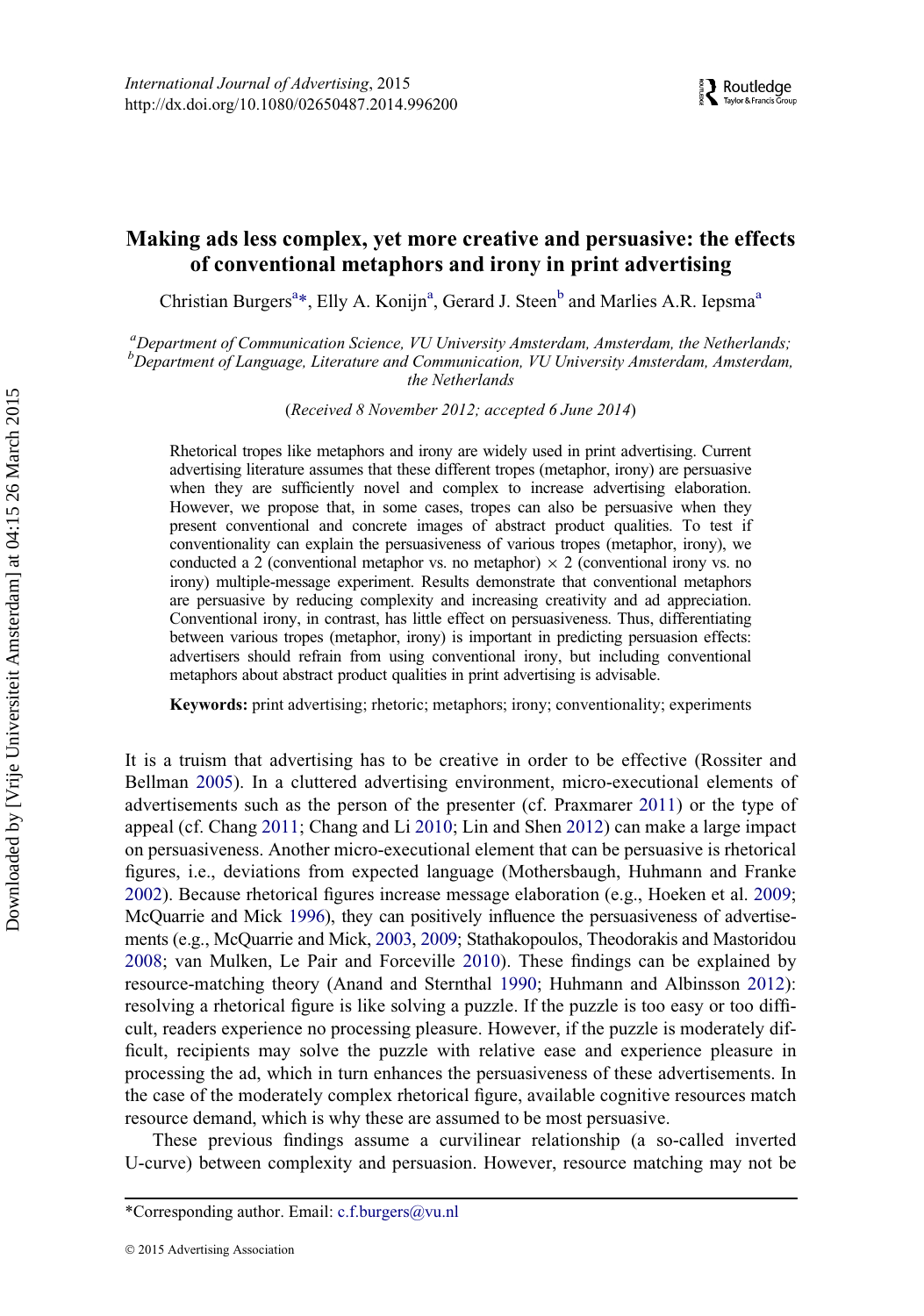# Making ads less complex, yet more creative and persuasive: the effects of conventional metaphors and irony in print advertising

Christian Burgers[a]*, Elly A. Konijn[a], Gerard J. Steen[b] and Marlies A.R. Iepsma[a]

[a]*Department of Communication Science, VU University Amsterdam, Amsterdam, the Netherlands;* [b]*Department of Language, Literature and Communication, VU University Amsterdam, Amsterdam, the Netherlands*

(*Received 8 November 2012; accepted 6 June 2014*)

Rhetorical tropes like metaphors and irony are widely used in print advertising. Current advertising literature assumes that these different tropes (metaphor, irony) are persuasive when they are sufficiently novel and complex to increase advertising elaboration. However, we propose that, in some cases, tropes can also be persuasive when they present conventional and concrete images of abstract product qualities. To test if conventionality can explain the persuasiveness of various tropes (metaphor, irony), we conducted a 2 (conventional metaphor vs. no metaphor) × 2 (conventional irony vs. no irony) multiple-message experiment. Results demonstrate that conventional metaphors are persuasive by reducing complexity and increasing creativity and ad appreciation. Conventional irony, in contrast, has little effect on persuasiveness. Thus, differentiating between various tropes (metaphor, irony) is important in predicting persuasion effects: advertisers should refrain from using conventional irony, but including conventional metaphors about abstract product qualities in print advertising is advisable.

**Keywords:** print advertising; rhetoric; metaphors; irony; conventionality; experiments

It is a truism that advertising has to be creative in order to be effective (Rossiter and Bellman 2005). In a cluttered advertising environment, micro-executional elements of advertisements such as the person of the presenter (cf. Praxmarer 2011) or the type of appeal (cf. Chang 2011; Chang and Li 2010; Lin and Shen 2012) can make a large impact on persuasiveness. Another micro-executional element that can be persuasive is rhetorical figures, i.e., deviations from expected language (Mothersbaugh, Huhmann and Franke 2002). Because rhetorical figures increase message elaboration (e.g., Hoeken et al. 2009; McQuarrie and Mick 1996), they can positively influence the persuasiveness of advertisements (e.g., McQuarrie and Mick, 2003, 2009; Stathakopoulos, Theodorakis and Mastoridou 2008; van Mulken, Le Pair and Forceville 2010). These findings can be explained by resource-matching theory (Anand and Sternthal 1990; Huhmann and Albinsson 2012): resolving a rhetorical figure is like solving a puzzle. If the puzzle is too easy or too difficult, readers experience no processing pleasure. However, if the puzzle is moderately difficult, recipients may solve the puzzle with relative ease and experience pleasure in processing the ad, which in turn enhances the persuasiveness of these advertisements. In the case of the moderately complex rhetorical figure, available cognitive resources match resource demand, which is why these are assumed to be most persuasive.

These previous findings assume a curvilinear relationship (a so-called inverted U-curve) between complexity and persuasion. However, resource matching may not be

*Corresponding author. Email: c.f.burgers@vu.nl

© 2015 Advertising Association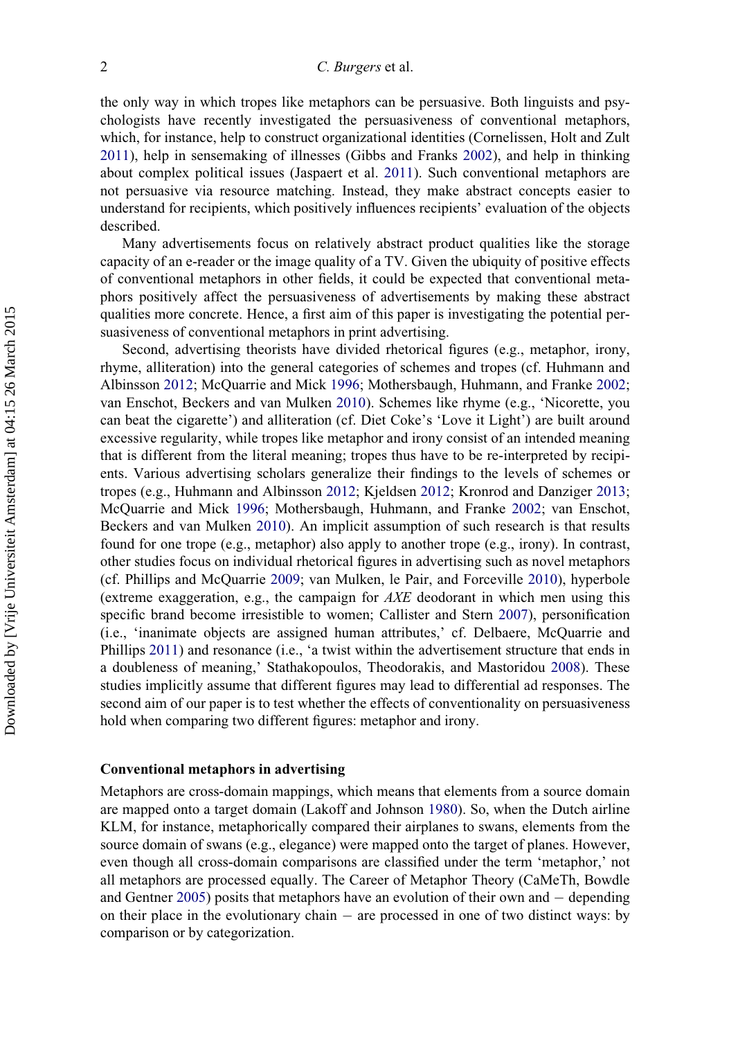the only way in which tropes like metaphors can be persuasive. Both linguists and psychologists have recently investigated the persuasiveness of conventional metaphors, which, for instance, help to construct organizational identities (Cornelissen, Holt and Zult 2011), help in sensemaking of illnesses (Gibbs and Franks 2002), and help in thinking about complex political issues (Jaspaert et al. 2011). Such conventional metaphors are not persuasive via resource matching. Instead, they make abstract concepts easier to understand for recipients, which positively influences recipients' evaluation of the objects described.

Many advertisements focus on relatively abstract product qualities like the storage capacity of an e-reader or the image quality of a TV. Given the ubiquity of positive effects of conventional metaphors in other fields, it could be expected that conventional metaphors positively affect the persuasiveness of advertisements by making these abstract qualities more concrete. Hence, a first aim of this paper is investigating the potential persuasiveness of conventional metaphors in print advertising.

Second, advertising theorists have divided rhetorical figures (e.g., metaphor, irony, rhyme, alliteration) into the general categories of schemes and tropes (cf. Huhmann and Albinsson 2012; McQuarrie and Mick 1996; Mothersbaugh, Huhmann, and Franke 2002; van Enschot, Beckers and van Mulken 2010). Schemes like rhyme (e.g., 'Nicorette, you can beat the cigarette') and alliteration (cf. Diet Coke's 'Love it Light') are built around excessive regularity, while tropes like metaphor and irony consist of an intended meaning that is different from the literal meaning; tropes thus have to be re-interpreted by recipients. Various advertising scholars generalize their findings to the levels of schemes or tropes (e.g., Huhmann and Albinsson 2012; Kjeldsen 2012; Kronrod and Danziger 2013; McQuarrie and Mick 1996; Mothersbaugh, Huhmann, and Franke 2002; van Enschot, Beckers and van Mulken 2010). An implicit assumption of such research is that results found for one trope (e.g., metaphor) also apply to another trope (e.g., irony). In contrast, other studies focus on individual rhetorical figures in advertising such as novel metaphors (cf. Phillips and McQuarrie 2009; van Mulken, le Pair, and Forceville 2010), hyperbole (extreme exaggeration, e.g., the campaign for *AXE* deodorant in which men using this specific brand become irresistible to women; Callister and Stern 2007), personification (i.e., 'inanimate objects are assigned human attributes,' cf. Delbaere, McQuarrie and Phillips 2011) and resonance (i.e., 'a twist within the advertisement structure that ends in a doubleness of meaning,' Stathakopoulos, Theodorakis, and Mastoridou 2008). These studies implicitly assume that different figures may lead to differential ad responses. The second aim of our paper is to test whether the effects of conventionality on persuasiveness hold when comparing two different figures: metaphor and irony.

## Conventional metaphors in advertising

Metaphors are cross-domain mappings, which means that elements from a source domain are mapped onto a target domain (Lakoff and Johnson 1980). So, when the Dutch airline KLM, for instance, metaphorically compared their airplanes to swans, elements from the source domain of swans (e.g., elegance) were mapped onto the target of planes. However, even though all cross-domain comparisons are classified under the term 'metaphor,' not all metaphors are processed equally. The Career of Metaphor Theory (CaMeTh, Bowdle and Gentner 2005) posits that metaphors have an evolution of their own and − depending on their place in the evolutionary chain − are processed in one of two distinct ways: by comparison or by categorization.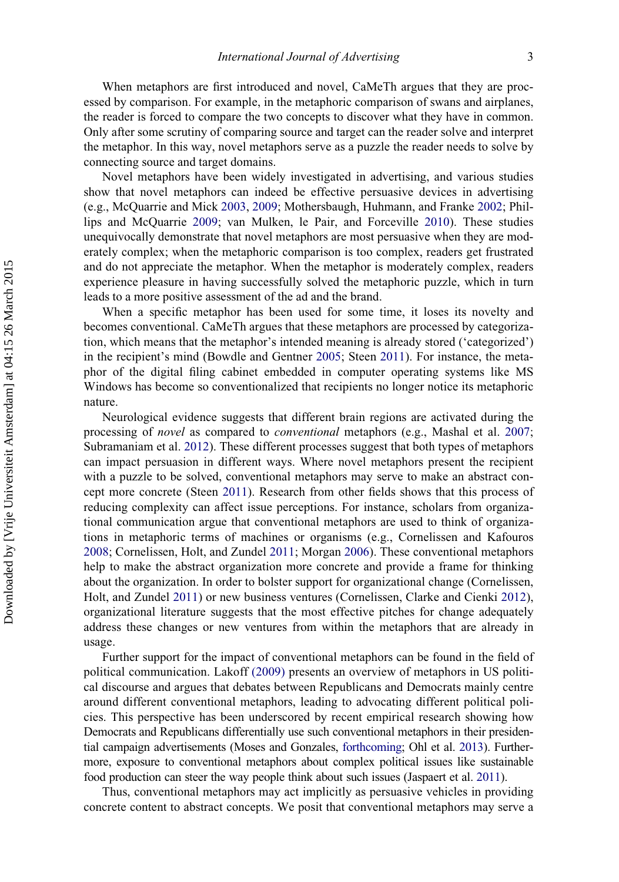When metaphors are first introduced and novel, CaMeTh argues that they are processed by comparison. For example, in the metaphoric comparison of swans and airplanes, the reader is forced to compare the two concepts to discover what they have in common. Only after some scrutiny of comparing source and target can the reader solve and interpret the metaphor. In this way, novel metaphors serve as a puzzle the reader needs to solve by connecting source and target domains.

Novel metaphors have been widely investigated in advertising, and various studies show that novel metaphors can indeed be effective persuasive devices in advertising (e.g., McQuarrie and Mick 2003, 2009; Mothersbaugh, Huhmann, and Franke 2002; Phillips and McQuarrie 2009; van Mulken, le Pair, and Forceville 2010). These studies unequivocally demonstrate that novel metaphors are most persuasive when they are moderately complex; when the metaphoric comparison is too complex, readers get frustrated and do not appreciate the metaphor. When the metaphor is moderately complex, readers experience pleasure in having successfully solved the metaphoric puzzle, which in turn leads to a more positive assessment of the ad and the brand.

When a specific metaphor has been used for some time, it loses its novelty and becomes conventional. CaMeTh argues that these metaphors are processed by categorization, which means that the metaphor's intended meaning is already stored ('categorized') in the recipient's mind (Bowdle and Gentner 2005; Steen 2011). For instance, the metaphor of the digital filing cabinet embedded in computer operating systems like MS Windows has become so conventionalized that recipients no longer notice its metaphoric nature.

Neurological evidence suggests that different brain regions are activated during the processing of *novel* as compared to *conventional* metaphors (e.g., Mashal et al. 2007; Subramaniam et al. 2012). These different processes suggest that both types of metaphors can impact persuasion in different ways. Where novel metaphors present the recipient with a puzzle to be solved, conventional metaphors may serve to make an abstract concept more concrete (Steen 2011). Research from other fields shows that this process of reducing complexity can affect issue perceptions. For instance, scholars from organizational communication argue that conventional metaphors are used to think of organizations in metaphoric terms of machines or organisms (e.g., Cornelissen and Kafouros 2008; Cornelissen, Holt, and Zundel 2011; Morgan 2006). These conventional metaphors help to make the abstract organization more concrete and provide a frame for thinking about the organization. In order to bolster support for organizational change (Cornelissen, Holt, and Zundel 2011) or new business ventures (Cornelissen, Clarke and Cienki 2012), organizational literature suggests that the most effective pitches for change adequately address these changes or new ventures from within the metaphors that are already in usage.

Further support for the impact of conventional metaphors can be found in the field of political communication. Lakoff (2009) presents an overview of metaphors in US political discourse and argues that debates between Republicans and Democrats mainly centre around different conventional metaphors, leading to advocating different political policies. This perspective has been underscored by recent empirical research showing how Democrats and Republicans differentially use such conventional metaphors in their presidential campaign advertisements (Moses and Gonzales, forthcoming; Ohl et al. 2013). Furthermore, exposure to conventional metaphors about complex political issues like sustainable food production can steer the way people think about such issues (Jaspaert et al. 2011).

Thus, conventional metaphors may act implicitly as persuasive vehicles in providing concrete content to abstract concepts. We posit that conventional metaphors may serve a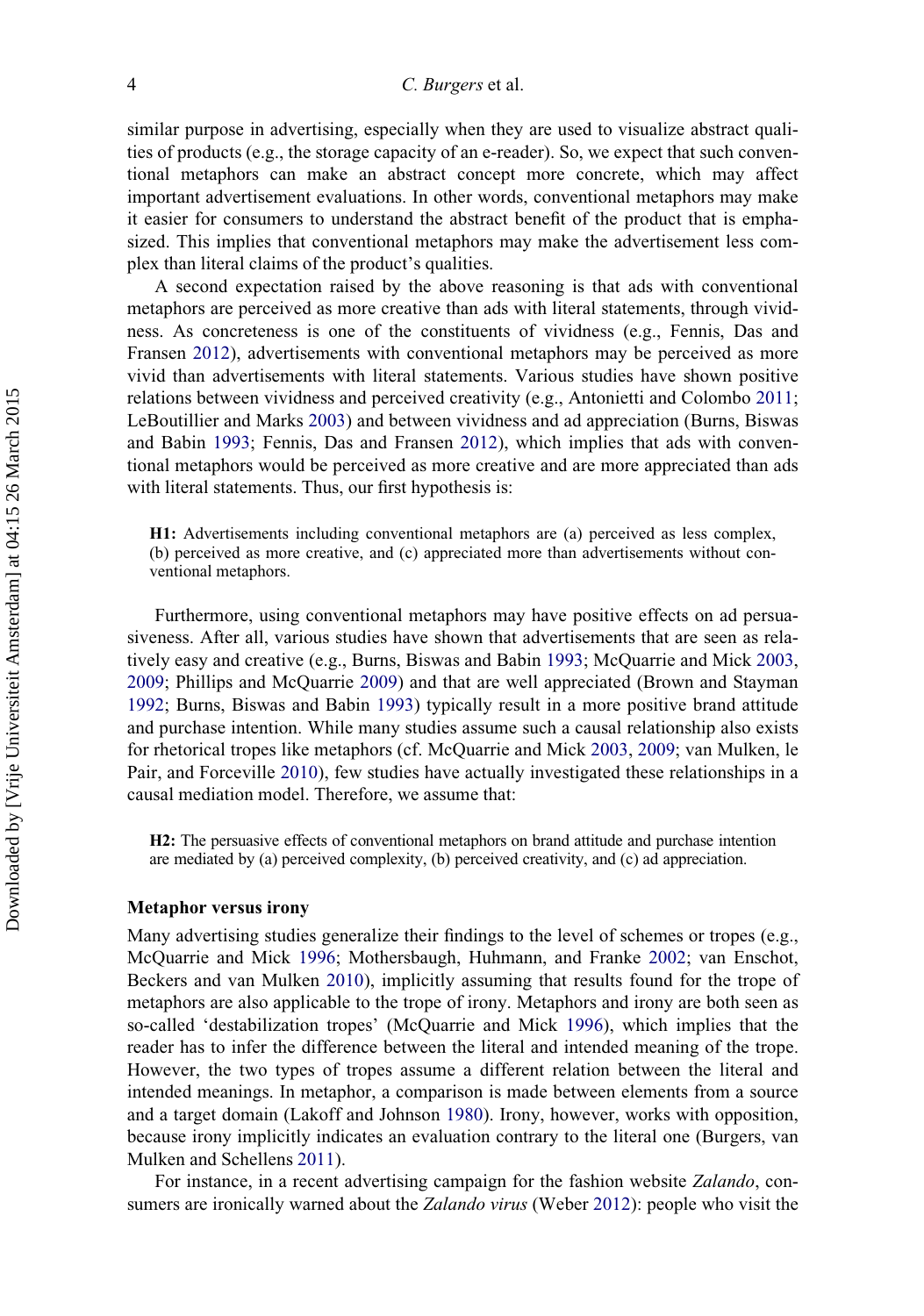similar purpose in advertising, especially when they are used to visualize abstract qualities of products (e.g., the storage capacity of an e-reader). So, we expect that such conventional metaphors can make an abstract concept more concrete, which may affect important advertisement evaluations. In other words, conventional metaphors may make it easier for consumers to understand the abstract benefit of the product that is emphasized. This implies that conventional metaphors may make the advertisement less complex than literal claims of the product's qualities.

A second expectation raised by the above reasoning is that ads with conventional metaphors are perceived as more creative than ads with literal statements, through vividness. As concreteness is one of the constituents of vividness (e.g., Fennis, Das and Fransen 2012), advertisements with conventional metaphors may be perceived as more vivid than advertisements with literal statements. Various studies have shown positive relations between vividness and perceived creativity (e.g., Antonietti and Colombo 2011; LeBoutillier and Marks 2003) and between vividness and ad appreciation (Burns, Biswas and Babin 1993; Fennis, Das and Fransen 2012), which implies that ads with conventional metaphors would be perceived as more creative and are more appreciated than ads with literal statements. Thus, our first hypothesis is:

> **H1:** Advertisements including conventional metaphors are (a) perceived as less complex, (b) perceived as more creative, and (c) appreciated more than advertisements without conventional metaphors.

Furthermore, using conventional metaphors may have positive effects on ad persuasiveness. After all, various studies have shown that advertisements that are seen as relatively easy and creative (e.g., Burns, Biswas and Babin 1993; McQuarrie and Mick 2003, 2009; Phillips and McQuarrie 2009) and that are well appreciated (Brown and Stayman 1992; Burns, Biswas and Babin 1993) typically result in a more positive brand attitude and purchase intention. While many studies assume such a causal relationship also exists for rhetorical tropes like metaphors (cf. McQuarrie and Mick 2003, 2009; van Mulken, le Pair, and Forceville 2010), few studies have actually investigated these relationships in a causal mediation model. Therefore, we assume that:

> **H2:** The persuasive effects of conventional metaphors on brand attitude and purchase intention are mediated by (a) perceived complexity, (b) perceived creativity, and (c) ad appreciation.

### Metaphor versus irony

Many advertising studies generalize their findings to the level of schemes or tropes (e.g., McQuarrie and Mick 1996; Mothersbaugh, Huhmann, and Franke 2002; van Enschot, Beckers and van Mulken 2010), implicitly assuming that results found for the trope of metaphors are also applicable to the trope of irony. Metaphors and irony are both seen as so-called 'destabilization tropes' (McQuarrie and Mick 1996), which implies that the reader has to infer the difference between the literal and intended meaning of the trope. However, the two types of tropes assume a different relation between the literal and intended meanings. In metaphor, a comparison is made between elements from a source and a target domain (Lakoff and Johnson 1980). Irony, however, works with opposition, because irony implicitly indicates an evaluation contrary to the literal one (Burgers, van Mulken and Schellens 2011).

For instance, in a recent advertising campaign for the fashion website *Zalando*, consumers are ironically warned about the *Zalando virus* (Weber 2012): people who visit the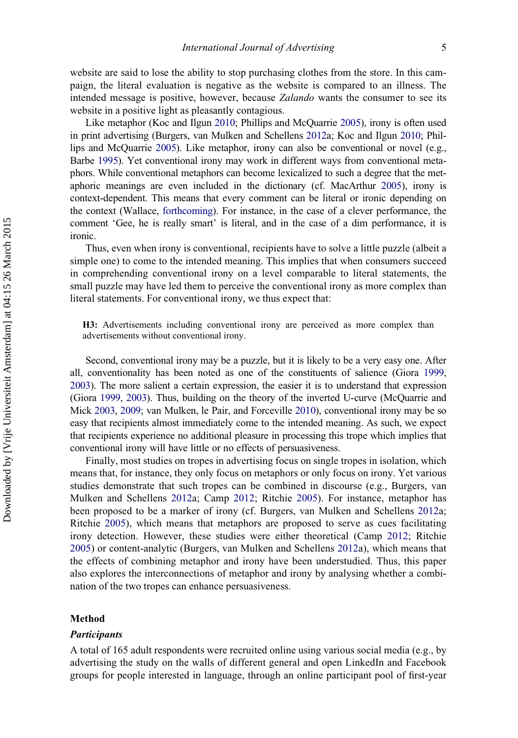website are said to lose the ability to stop purchasing clothes from the store. In this campaign, the literal evaluation is negative as the website is compared to an illness. The intended message is positive, however, because *Zalando* wants the consumer to see its website in a positive light as pleasantly contagious.

Like metaphor (Koc and Ilgun 2010; Phillips and McQuarrie 2005), irony is often used in print advertising (Burgers, van Mulken and Schellens 2012a; Koc and Ilgun 2010; Phillips and McQuarrie 2005). Like metaphor, irony can also be conventional or novel (e.g., Barbe 1995). Yet conventional irony may work in different ways from conventional metaphors. While conventional metaphors can become lexicalized to such a degree that the metaphoric meanings are even included in the dictionary (cf. MacArthur 2005), irony is context-dependent. This means that every comment can be literal or ironic depending on the context (Wallace, forthcoming). For instance, in the case of a clever performance, the comment 'Gee, he is really smart' is literal, and in the case of a dim performance, it is ironic.

Thus, even when irony is conventional, recipients have to solve a little puzzle (albeit a simple one) to come to the intended meaning. This implies that when consumers succeed in comprehending conventional irony on a level comparable to literal statements, the small puzzle may have led them to perceive the conventional irony as more complex than literal statements. For conventional irony, we thus expect that:

> **H3:** Advertisements including conventional irony are perceived as more complex than advertisements without conventional irony.

Second, conventional irony may be a puzzle, but it is likely to be a very easy one. After all, conventionality has been noted as one of the constituents of salience (Giora 1999, 2003). The more salient a certain expression, the easier it is to understand that expression (Giora 1999, 2003). Thus, building on the theory of the inverted U-curve (McQuarrie and Mick 2003, 2009; van Mulken, le Pair, and Forceville 2010), conventional irony may be so easy that recipients almost immediately come to the intended meaning. As such, we expect that recipients experience no additional pleasure in processing this trope which implies that conventional irony will have little or no effects of persuasiveness.

Finally, most studies on tropes in advertising focus on single tropes in isolation, which means that, for instance, they only focus on metaphors or only focus on irony. Yet various studies demonstrate that such tropes can be combined in discourse (e.g., Burgers, van Mulken and Schellens 2012a; Camp 2012; Ritchie 2005). For instance, metaphor has been proposed to be a marker of irony (cf. Burgers, van Mulken and Schellens 2012a; Ritchie 2005), which means that metaphors are proposed to serve as cues facilitating irony detection. However, these studies were either theoretical (Camp 2012; Ritchie 2005) or content-analytic (Burgers, van Mulken and Schellens 2012a), which means that the effects of combining metaphor and irony have been understudied. Thus, this paper also explores the interconnections of metaphor and irony by analysing whether a combination of the two tropes can enhance persuasiveness.

## Method

### *Participants*

A total of 165 adult respondents were recruited online using various social media (e.g., by advertising the study on the walls of different general and open LinkedIn and Facebook groups for people interested in language, through an online participant pool of first-year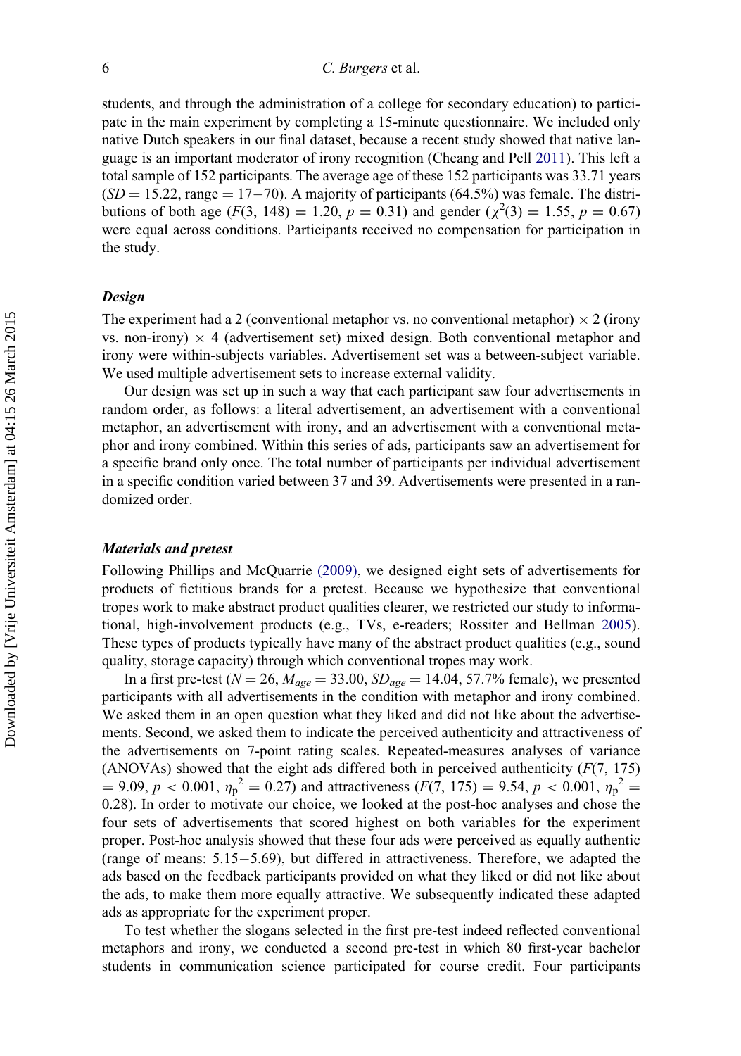students, and through the administration of a college for secondary education) to participate in the main experiment by completing a 15-minute questionnaire. We included only native Dutch speakers in our final dataset, because a recent study showed that native language is an important moderator of irony recognition (Cheang and Pell 2011). This left a total sample of 152 participants. The average age of these 152 participants was 33.71 years ($SD = 15.22$, range $= 17-70$). A majority of participants (64.5%) was female. The distributions of both age ($F(3, 148) = 1.20$, $p = 0.31$) and gender ($\chi^2(3) = 1.55$, $p = 0.67$) were equal across conditions. Participants received no compensation for participation in the study.

### *Design*

The experiment had a 2 (conventional metaphor vs. no conventional metaphor) × 2 (irony vs. non-irony) × 4 (advertisement set) mixed design. Both conventional metaphor and irony were within-subjects variables. Advertisement set was a between-subject variable. We used multiple advertisement sets to increase external validity.

Our design was set up in such a way that each participant saw four advertisements in random order, as follows: a literal advertisement, an advertisement with a conventional metaphor, an advertisement with irony, and an advertisement with a conventional metaphor and irony combined. Within this series of ads, participants saw an advertisement for a specific brand only once. The total number of participants per individual advertisement in a specific condition varied between 37 and 39. Advertisements were presented in a randomized order.

### *Materials and pretest*

Following Phillips and McQuarrie (2009), we designed eight sets of advertisements for products of fictitious brands for a pretest. Because we hypothesize that conventional tropes work to make abstract product qualities clearer, we restricted our study to informational, high-involvement products (e.g., TVs, e-readers; Rossiter and Bellman 2005). These types of products typically have many of the abstract product qualities (e.g., sound quality, storage capacity) through which conventional tropes may work.

In a first pre-test ($N = 26$, $M_{age} = 33.00$, $SD_{age} = 14.04$, 57.7% female), we presented participants with all advertisements in the condition with metaphor and irony combined. We asked them in an open question what they liked and did not like about the advertisements. Second, we asked them to indicate the perceived authenticity and attractiveness of the advertisements on 7-point rating scales. Repeated-measures analyses of variance (ANOVAs) showed that the eight ads differed both in perceived authenticity ($F(7, 175) = 9.09$, $p < 0.001$, $\eta_p^2 = 0.27$) and attractiveness ($F(7, 175) = 9.54$, $p < 0.001$, $\eta_p^2 = 0.28$). In order to motivate our choice, we looked at the post-hoc analyses and chose the four sets of advertisements that scored highest on both variables for the experiment proper. Post-hoc analysis showed that these four ads were perceived as equally authentic (range of means: 5.15−5.69), but differed in attractiveness. Therefore, we adapted the ads based on the feedback participants provided on what they liked or did not like about the ads, to make them more equally attractive. We subsequently indicated these adapted ads as appropriate for the experiment proper.

To test whether the slogans selected in the first pre-test indeed reflected conventional metaphors and irony, we conducted a second pre-test in which 80 first-year bachelor students in communication science participated for course credit. Four participants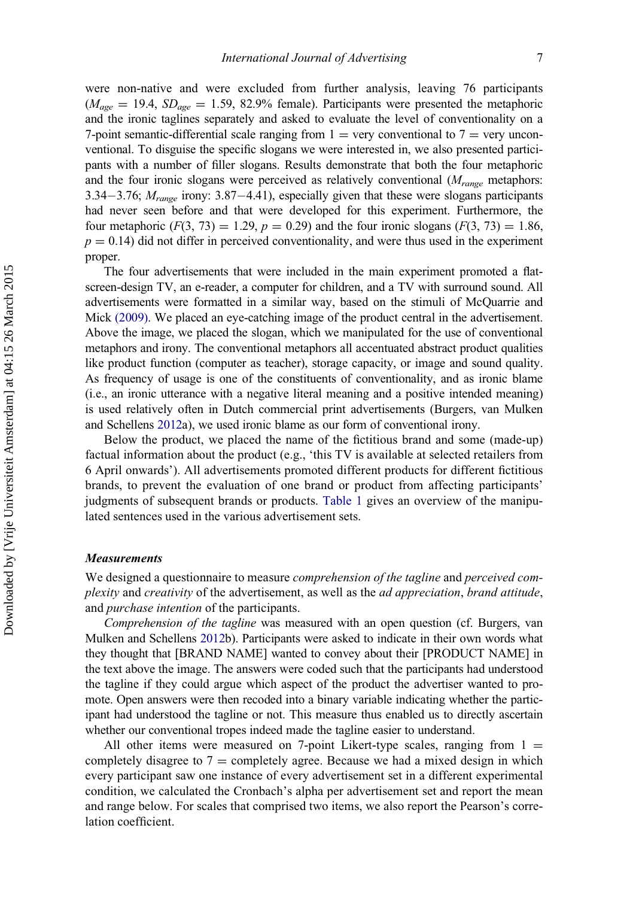were non-native and were excluded from further analysis, leaving 76 participants ($M_{age}$ = 19.4, $SD_{age}$ = 1.59, 82.9% female). Participants were presented the metaphoric and the ironic taglines separately and asked to evaluate the level of conventionality on a 7-point semantic-differential scale ranging from 1 = very conventional to 7 = very unconventional. To disguise the specific slogans we were interested in, we also presented participants with a number of filler slogans. Results demonstrate that both the four metaphoric and the four ironic slogans were perceived as relatively conventional ($M_{range}$ metaphors: 3.34−3.76; $M_{range}$ irony: 3.87−4.41), especially given that these were slogans participants had never seen before and that were developed for this experiment. Furthermore, the four metaphoric ($F(3, 73) = 1.29$, $p = 0.29$) and the four ironic slogans ($F(3, 73) = 1.86$, $p = 0.14$) did not differ in perceived conventionality, and were thus used in the experiment proper.

The four advertisements that were included in the main experiment promoted a flat-screen-design TV, an e-reader, a computer for children, and a TV with surround sound. All advertisements were formatted in a similar way, based on the stimuli of McQuarrie and Mick (2009). We placed an eye-catching image of the product central in the advertisement. Above the image, we placed the slogan, which we manipulated for the use of conventional metaphors and irony. The conventional metaphors all accentuated abstract product qualities like product function (computer as teacher), storage capacity, or image and sound quality. As frequency of usage is one of the constituents of conventionality, and as ironic blame (i.e., an ironic utterance with a negative literal meaning and a positive intended meaning) is used relatively often in Dutch commercial print advertisements (Burgers, van Mulken and Schellens 2012a), we used ironic blame as our form of conventional irony.

Below the product, we placed the name of the fictitious brand and some (made-up) factual information about the product (e.g., 'this TV is available at selected retailers from 6 April onwards'). All advertisements promoted different products for different fictitious brands, to prevent the evaluation of one brand or product from affecting participants' judgments of subsequent brands or products. Table 1 gives an overview of the manipulated sentences used in the various advertisement sets.

### Measurements

We designed a questionnaire to measure *comprehension of the tagline* and *perceived complexity* and *creativity* of the advertisement, as well as the *ad appreciation*, *brand attitude*, and *purchase intention* of the participants.

*Comprehension of the tagline* was measured with an open question (cf. Burgers, van Mulken and Schellens 2012b). Participants were asked to indicate in their own words what they thought that [BRAND NAME] wanted to convey about their [PRODUCT NAME] in the text above the image. The answers were coded such that the participants had understood the tagline if they could argue which aspect of the product the advertiser wanted to promote. Open answers were then recoded into a binary variable indicating whether the participant had understood the tagline or not. This measure thus enabled us to directly ascertain whether our conventional tropes indeed made the tagline easier to understand.

All other items were measured on 7-point Likert-type scales, ranging from 1 = completely disagree to 7 = completely agree. Because we had a mixed design in which every participant saw one instance of every advertisement set in a different experimental condition, we calculated the Cronbach's alpha per advertisement set and report the mean and range below. For scales that comprised two items, we also report the Pearson's correlation coefficient.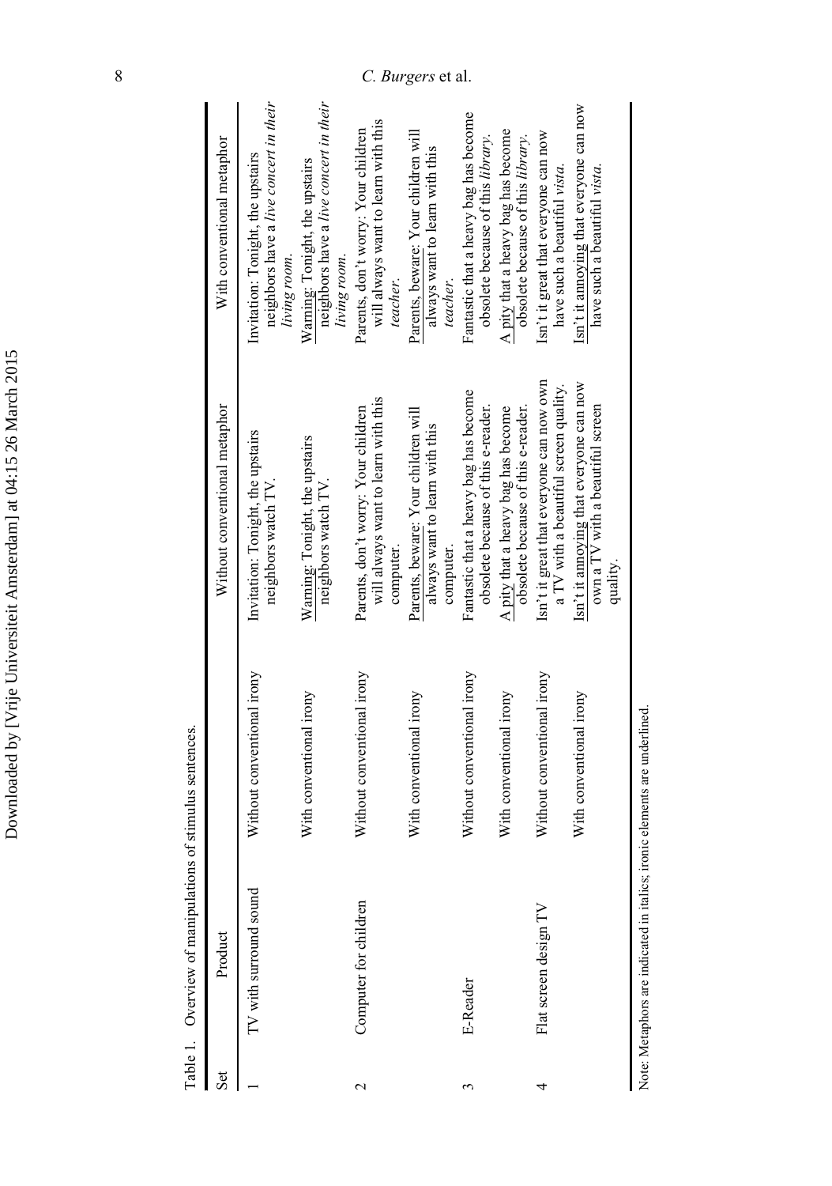Table 1. Overview of manipulations of stimulus sentences.

| Set | Product | | Without conventional metaphor | With conventional metaphor |
|---|---|---|---|---|
| 1 | TV with surround sound | Without conventional irony | Invitation: Tonight, the upstairs neighbors watch TV. | Invitation: Tonight, the upstairs neighbors have a *live concert in their living room*. |
| | | With conventional irony | Warning: Tonight, the upstairs neighbors watch TV. | Warning: Tonight, the upstairs neighbors have a *live concert in their living room*. |
| 2 | Computer for children | Without conventional irony | Parents, don't worry: Your children will always want to learn with this computer. | Parents, don't worry: Your children will always want to learn with this *teacher*. |
| | | With conventional irony | Parents, beware: Your children will always want to learn with this computer. | Parents, beware: Your children will always want to learn with this *teacher*. |
| 3 | E-Reader | Without conventional irony | Fantastic that a heavy bag has become obsolete because of this e-reader. | Fantastic that a heavy bag has become obsolete because of this *library*. |
| | | With conventional irony | A pity that a heavy bag has become obsolete because of this e-reader. | A pity that a heavy bag has become obsolete because of this *library*. |
| 4 | Flat screen design TV | Without conventional irony | Isn't it great that everyone can now own a TV with a beautiful screen quality. | Isn't it great that everyone can now have such a beautiful *vista*. |
| | | With conventional irony | Isn't it annoying that everyone can now own a TV with a beautiful screen quality. | Isn't it annoying that everyone can now have such a beautiful *vista*. |

Note: Metaphors are indicated in italics; ironic elements are underlined.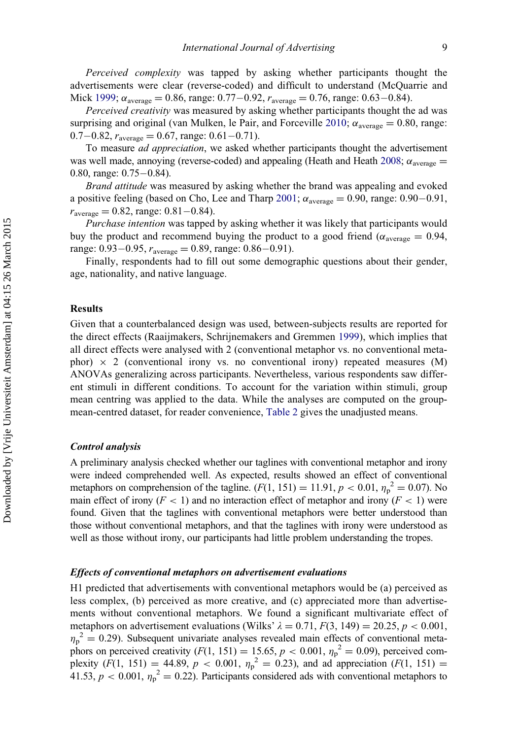*Perceived complexity* was tapped by asking whether participants thought the advertisements were clear (reverse-coded) and difficult to understand (McQuarrie and Mick 1999; $\alpha_{average} = 0.86$, range: 0.77−0.92, $r_{average} = 0.76$, range: 0.63−0.84).

*Perceived creativity* was measured by asking whether participants thought the ad was surprising and original (van Mulken, le Pair, and Forceville 2010; $\alpha_{average} = 0.80$, range: 0.7−0.82, $r_{average} = 0.67$, range: 0.61−0.71).

To measure *ad appreciation*, we asked whether participants thought the advertisement was well made, annoying (reverse-coded) and appealing (Heath and Heath 2008; $\alpha_{average} = 0.80$, range: 0.75−0.84).

*Brand attitude* was measured by asking whether the brand was appealing and evoked a positive feeling (based on Cho, Lee and Tharp 2001; $\alpha_{average} = 0.90$, range: 0.90−0.91, $r_{average} = 0.82$, range: 0.81−0.84).

*Purchase intention* was tapped by asking whether it was likely that participants would buy the product and recommend buying the product to a good friend ($\alpha_{average} = 0.94$, range: 0.93−0.95, $r_{average} = 0.89$, range: 0.86−0.91).

Finally, respondents had to fill out some demographic questions about their gender, age, nationality, and native language.

## Results

Given that a counterbalanced design was used, between-subjects results are reported for the direct effects (Raaijmakers, Schrijnemakers and Gremmen 1999), which implies that all direct effects were analysed with 2 (conventional metaphor vs. no conventional metaphor) × 2 (conventional irony vs. no conventional irony) repeated measures (M) ANOVAs generalizing across participants. Nevertheless, various respondents saw different stimuli in different conditions. To account for the variation within stimuli, group mean centring was applied to the data. While the analyses are computed on the group-mean-centred dataset, for reader convenience, Table 2 gives the unadjusted means.

### *Control analysis*

A preliminary analysis checked whether our taglines with conventional metaphor and irony were indeed comprehended well. As expected, results showed an effect of conventional metaphors on comprehension of the tagline. ($F(1, 151) = 11.91$, $p < 0.01$, $\eta_p^2 = 0.07$). No main effect of irony ($F < 1$) and no interaction effect of metaphor and irony ($F < 1$) were found. Given that the taglines with conventional metaphors were better understood than those without conventional metaphors, and that the taglines with irony were understood as well as those without irony, our participants had little problem understanding the tropes.

### *Effects of conventional metaphors on advertisement evaluations*

H1 predicted that advertisements with conventional metaphors would be (a) perceived as less complex, (b) perceived as more creative, and (c) appreciated more than advertisements without conventional metaphors. We found a significant multivariate effect of metaphors on advertisement evaluations (Wilks' $\lambda = 0.71$, $F(3, 149) = 20.25$, $p < 0.001$, $\eta_p^2 = 0.29$). Subsequent univariate analyses revealed main effects of conventional metaphors on perceived creativity ($F(1, 151) = 15.65$, $p < 0.001$, $\eta_p^2 = 0.09$), perceived complexity ($F(1, 151) = 44.89$, $p < 0.001$, $\eta_p^2 = 0.23$), and ad appreciation ($F(1, 151) = 41.53$, $p < 0.001$, $\eta_p^2 = 0.22$). Participants considered ads with conventional metaphors to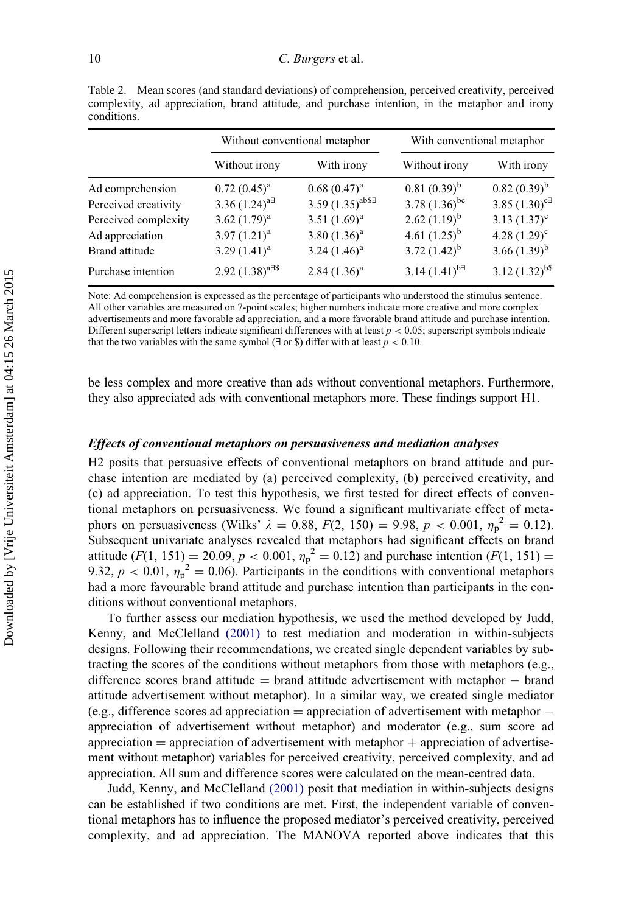Table 2. Mean scores (and standard deviations) of comprehension, perceived creativity, perceived complexity, ad appreciation, brand attitude, and purchase intention, in the metaphor and irony conditions.

| | Without conventional metaphor | | With conventional metaphor | |
|---|---|---|---|---|
| | Without irony | With irony | Without irony | With irony |
| Ad comprehension | 0.72 (0.45)[a] | 0.68 (0.47)[a] | 0.81 (0.39)[b] | 0.82 (0.39)[b] |
| Perceived creativity | 3.36 (1.24)[a∃] | 3.59 (1.35)[ab$∃] | 3.78 (1.36)[bc] | 3.85 (1.30)[c∃] |
| Perceived complexity | 3.62 (1.79)[a] | 3.51 (1.69)[a] | 2.62 (1.19)[b] | 3.13 (1.37)[c] |
| Ad appreciation | 3.97 (1.21)[a] | 3.80 (1.36)[a] | 4.61 (1.25)[b] | 4.28 (1.29)[c] |
| Brand attitude | 3.29 (1.41)[a] | 3.24 (1.46)[a] | 3.72 (1.42)[b] | 3.66 (1.39)[b] |
| Purchase intention | 2.92 (1.38)[a∃$] | 2.84 (1.36)[a] | 3.14 (1.41)[b∃] | 3.12 (1.32)[b$] |

Note: Ad comprehension is expressed as the percentage of participants who understood the stimulus sentence. All other variables are measured on 7-point scales; higher numbers indicate more creative and more complex advertisements and more favorable ad appreciation, and a more favorable brand attitude and purchase intention. Different superscript letters indicate significant differences with at least $p < 0.05$; superscript symbols indicate that the two variables with the same symbol (∃ or $) differ with at least $p < 0.10$.

be less complex and more creative than ads without conventional metaphors. Furthermore, they also appreciated ads with conventional metaphors more. These findings support H1.

### *Effects of conventional metaphors on persuasiveness and mediation analyses*

H2 posits that persuasive effects of conventional metaphors on brand attitude and purchase intention are mediated by (a) perceived complexity, (b) perceived creativity, and (c) ad appreciation. To test this hypothesis, we first tested for direct effects of conventional metaphors on persuasiveness. We found a significant multivariate effect of metaphors on persuasiveness (Wilks' $\lambda = 0.88$, $F(2, 150) = 9.98$, $p < 0.001$, $\eta_p^2 = 0.12$). Subsequent univariate analyses revealed that metaphors had significant effects on brand attitude ($F(1, 151) = 20.09$, $p < 0.001$, $\eta_p^2 = 0.12$) and purchase intention ($F(1, 151) = 9.32$, $p < 0.01$, $\eta_p^2 = 0.06$). Participants in the conditions with conventional metaphors had a more favourable brand attitude and purchase intention than participants in the conditions without conventional metaphors.

To further assess our mediation hypothesis, we used the method developed by Judd, Kenny, and McClelland (2001) to test mediation and moderation in within-subjects designs. Following their recommendations, we created single dependent variables by subtracting the scores of the conditions without metaphors from those with metaphors (e.g., difference scores brand attitude = brand attitude advertisement with metaphor − brand attitude advertisement without metaphor). In a similar way, we created single mediator (e.g., difference scores ad appreciation = appreciation of advertisement with metaphor − appreciation of advertisement without metaphor) and moderator (e.g., sum score ad appreciation = appreciation of advertisement with metaphor + appreciation of advertisement without metaphor) variables for perceived creativity, perceived complexity, and ad appreciation. All sum and difference scores were calculated on the mean-centred data.

Judd, Kenny, and McClelland (2001) posit that mediation in within-subjects designs can be established if two conditions are met. First, the independent variable of conventional metaphors has to influence the proposed mediator's perceived creativity, perceived complexity, and ad appreciation. The MANOVA reported above indicates that this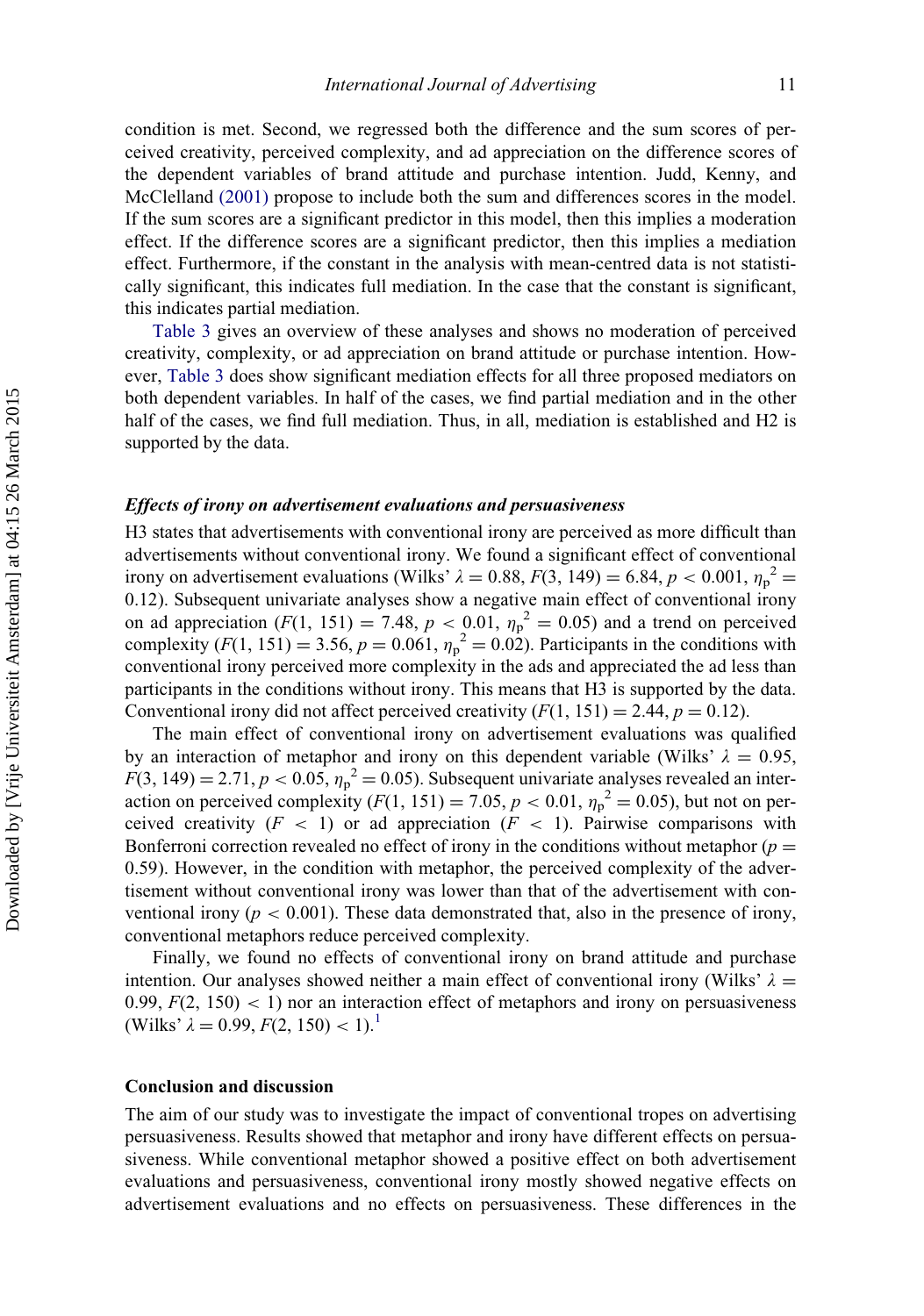condition is met. Second, we regressed both the difference and the sum scores of perceived creativity, perceived complexity, and ad appreciation on the difference scores of the dependent variables of brand attitude and purchase intention. Judd, Kenny, and McClelland (2001) propose to include both the sum and differences scores in the model. If the sum scores are a significant predictor in this model, then this implies a moderation effect. If the difference scores are a significant predictor, then this implies a mediation effect. Furthermore, if the constant in the analysis with mean-centred data is not statistically significant, this indicates full mediation. In the case that the constant is significant, this indicates partial mediation.

Table 3 gives an overview of these analyses and shows no moderation of perceived creativity, complexity, or ad appreciation on brand attitude or purchase intention. However, Table 3 does show significant mediation effects for all three proposed mediators on both dependent variables. In half of the cases, we find partial mediation and in the other half of the cases, we find full mediation. Thus, in all, mediation is established and H2 is supported by the data.

### *Effects of irony on advertisement evaluations and persuasiveness*

H3 states that advertisements with conventional irony are perceived as more difficult than advertisements without conventional irony. We found a significant effect of conventional irony on advertisement evaluations (Wilks' $\lambda = 0.88$, $F(3, 149) = 6.84$, $p < 0.001$, $\eta_p^2 = 0.12$). Subsequent univariate analyses show a negative main effect of conventional irony on ad appreciation ($F(1, 151) = 7.48$, $p < 0.01$, $\eta_p^2 = 0.05$) and a trend on perceived complexity ($F(1, 151) = 3.56$, $p = 0.061$, $\eta_p^2 = 0.02$). Participants in the conditions with conventional irony perceived more complexity in the ads and appreciated the ad less than participants in the conditions without irony. This means that H3 is supported by the data. Conventional irony did not affect perceived creativity ($F(1, 151) = 2.44$, $p = 0.12$).

The main effect of conventional irony on advertisement evaluations was qualified by an interaction of metaphor and irony on this dependent variable (Wilks' $\lambda = 0.95$, $F(3, 149) = 2.71$, $p < 0.05$, $\eta_p^2 = 0.05$). Subsequent univariate analyses revealed an interaction on perceived complexity ($F(1, 151) = 7.05$, $p < 0.01$, $\eta_p^2 = 0.05$), but not on perceived creativity ($F < 1$) or ad appreciation ($F < 1$). Pairwise comparisons with Bonferroni correction revealed no effect of irony in the conditions without metaphor ($p = 0.59$). However, in the condition with metaphor, the perceived complexity of the advertisement without conventional irony was lower than that of the advertisement with conventional irony ($p < 0.001$). These data demonstrated that, also in the presence of irony, conventional metaphors reduce perceived complexity.

Finally, we found no effects of conventional irony on brand attitude and purchase intention. Our analyses showed neither a main effect of conventional irony (Wilks' $\lambda = 0.99$, $F(2, 150) < 1$) nor an interaction effect of metaphors and irony on persuasiveness (Wilks' $\lambda = 0.99$, $F(2, 150) < 1$).[1]

## Conclusion and discussion

The aim of our study was to investigate the impact of conventional tropes on advertising persuasiveness. Results showed that metaphor and irony have different effects on persuasiveness. While conventional metaphor showed a positive effect on both advertisement evaluations and persuasiveness, conventional irony mostly showed negative effects on advertisement evaluations and no effects on persuasiveness. These differences in the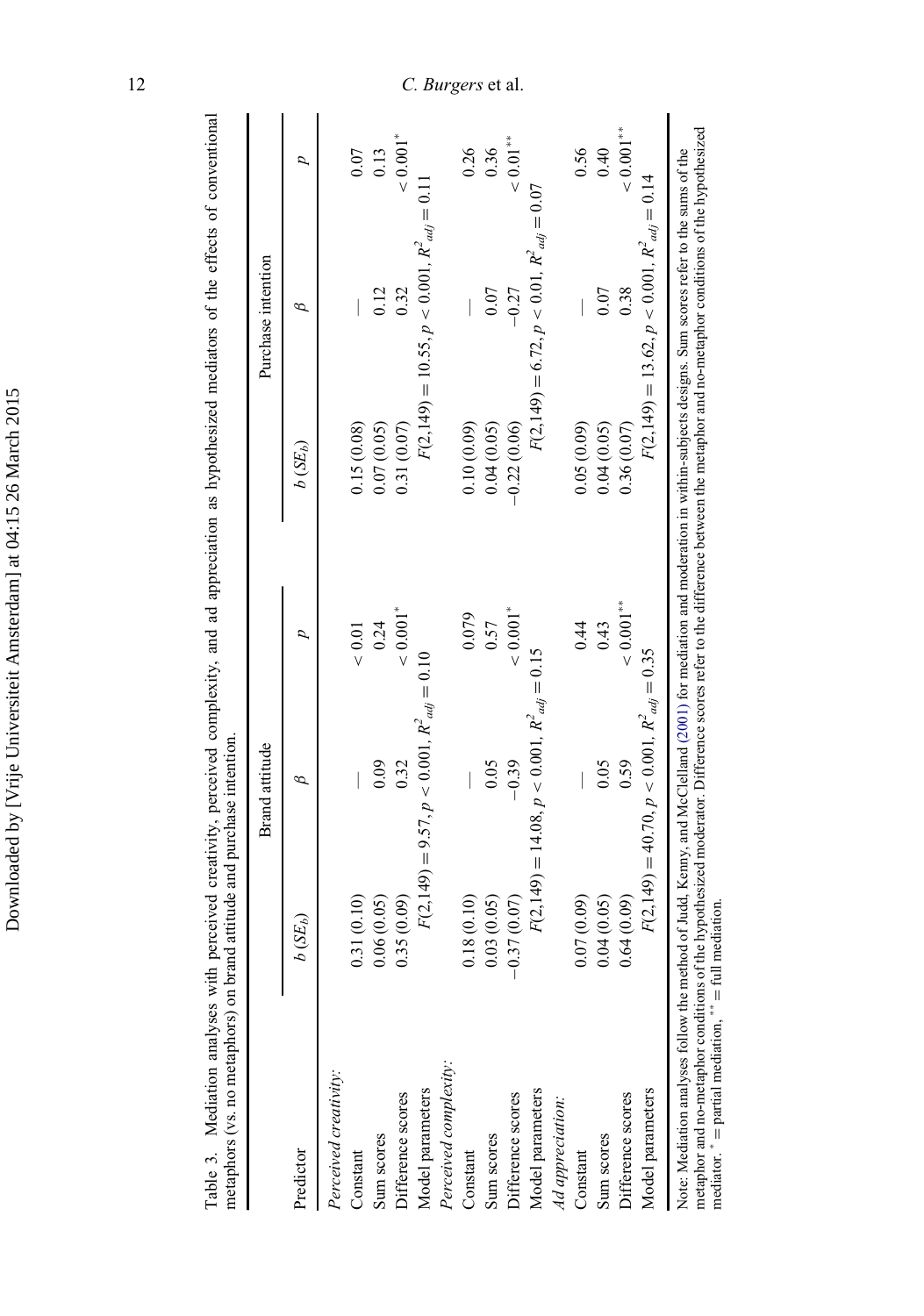Table 3. Mediation analyses with perceived creativity, perceived complexity, and ad appreciation as hypothesized mediators of the effects of conventional metaphors (vs. no metaphors) on brand attitude and purchase intention.

| Predictor | Brand attitude | | | Purchase intention | | |
|---|---|---|---|---|---|---|
| | $b$ ($SE_b$) | $\beta$ | $p$ | $b$ ($SE_b$) | $\beta$ | $p$ |
| *Perceived creativity:* | | | | | | |
| Constant | 0.31 (0.10) | — | < 0.01 | 0.15 (0.08) | — | 0.07 |
| Sum scores | 0.06 (0.05) | 0.09 | 0.24 | 0.07 (0.05) | 0.12 | 0.13 |
| Difference scores | 0.35 (0.09) | 0.32 | < 0.001* | 0.31 (0.07) | 0.32 | < 0.001* |
| Model parameters | $F(2,149) = 9.57, p < 0.001, R^2_{adj} = 0.10$ | | | $F(2,149) = 10.55, p < 0.001, R^2_{adj} = 0.11$ | | |
| *Perceived complexity:* | | | | | | |
| Constant | 0.18 (0.10) | — | 0.079 | 0.10 (0.09) | — | 0.26 |
| Sum scores | 0.03 (0.05) | 0.05 | 0.57 | 0.04 (0.05) | 0.07 | 0.36 |
| Difference scores | −0.37 (0.07) | −0.39 | < 0.001* | −0.22 (0.06) | −0.27 | < 0.01** |
| Model parameters | $F(2,149) = 14.08, p < 0.001, R^2_{adj} = 0.15$ | | | $F(2,149) = 6.72, p < 0.01, R^2_{adj} = 0.07$ | | |
| *Ad appreciation:* | | | | | | |
| Constant | 0.07 (0.09) | — | 0.44 | 0.05 (0.09) | — | 0.56 |
| Sum scores | 0.04 (0.05) | 0.05 | 0.43 | 0.04 (0.05) | 0.07 | 0.40 |
| Difference scores | 0.64 (0.09) | 0.59 | < 0.001** | 0.36 (0.07) | 0.38 | < 0.001** |
| Model parameters | $F(2,149) = 40.70, p < 0.001, R^2_{adj} = 0.35$ | | | $F(2,149) = 13.62, p < 0.001, R^2_{adj} = 0.14$ | | |

Note: Mediation analyses follow the method of Judd, Kenny, and McClelland (2001) for mediation and moderation in within-subjects designs. Sum scores refer to the sums of the metaphor and no-metaphor conditions of the hypothesized moderator. Difference scores refer to the difference between the metaphor and no-metaphor conditions of the hypothesized mediator. * = partial mediation, ** = full mediation.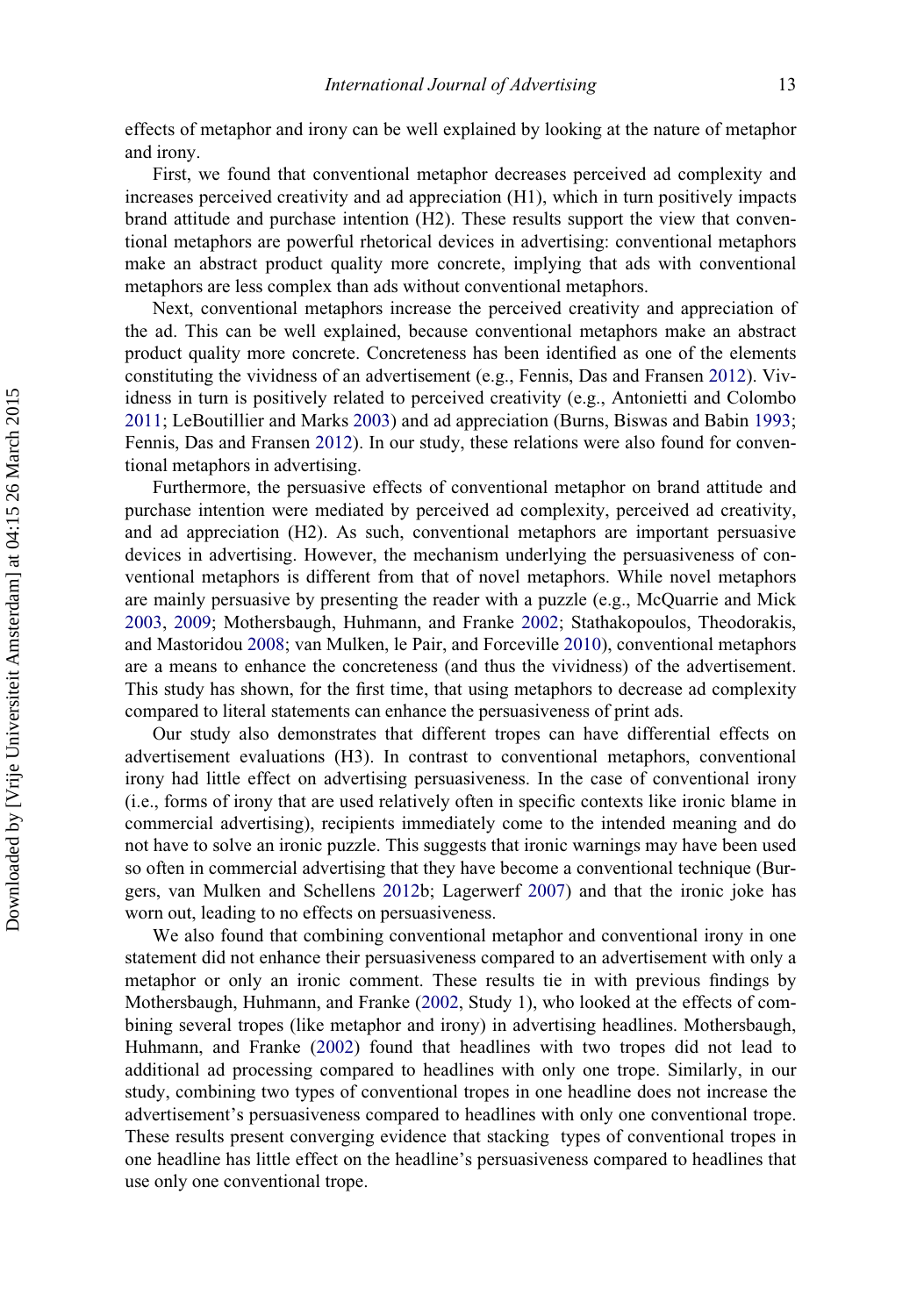effects of metaphor and irony can be well explained by looking at the nature of metaphor and irony.

First, we found that conventional metaphor decreases perceived ad complexity and increases perceived creativity and ad appreciation (H1), which in turn positively impacts brand attitude and purchase intention (H2). These results support the view that conventional metaphors are powerful rhetorical devices in advertising: conventional metaphors make an abstract product quality more concrete, implying that ads with conventional metaphors are less complex than ads without conventional metaphors.

Next, conventional metaphors increase the perceived creativity and appreciation of the ad. This can be well explained, because conventional metaphors make an abstract product quality more concrete. Concreteness has been identified as one of the elements constituting the vividness of an advertisement (e.g., Fennis, Das and Fransen 2012). Vividness in turn is positively related to perceived creativity (e.g., Antonietti and Colombo 2011; LeBoutillier and Marks 2003) and ad appreciation (Burns, Biswas and Babin 1993; Fennis, Das and Fransen 2012). In our study, these relations were also found for conventional metaphors in advertising.

Furthermore, the persuasive effects of conventional metaphor on brand attitude and purchase intention were mediated by perceived ad complexity, perceived ad creativity, and ad appreciation (H2). As such, conventional metaphors are important persuasive devices in advertising. However, the mechanism underlying the persuasiveness of conventional metaphors is different from that of novel metaphors. While novel metaphors are mainly persuasive by presenting the reader with a puzzle (e.g., McQuarrie and Mick 2003, 2009; Mothersbaugh, Huhmann, and Franke 2002; Stathakopoulos, Theodorakis, and Mastoridou 2008; van Mulken, le Pair, and Forceville 2010), conventional metaphors are a means to enhance the concreteness (and thus the vividness) of the advertisement. This study has shown, for the first time, that using metaphors to decrease ad complexity compared to literal statements can enhance the persuasiveness of print ads.

Our study also demonstrates that different tropes can have differential effects on advertisement evaluations (H3). In contrast to conventional metaphors, conventional irony had little effect on advertising persuasiveness. In the case of conventional irony (i.e., forms of irony that are used relatively often in specific contexts like ironic blame in commercial advertising), recipients immediately come to the intended meaning and do not have to solve an ironic puzzle. This suggests that ironic warnings may have been used so often in commercial advertising that they have become a conventional technique (Burgers, van Mulken and Schellens 2012b; Lagerwerf 2007) and that the ironic joke has worn out, leading to no effects on persuasiveness.

We also found that combining conventional metaphor and conventional irony in one statement did not enhance their persuasiveness compared to an advertisement with only a metaphor or only an ironic comment. These results tie in with previous findings by Mothersbaugh, Huhmann, and Franke (2002, Study 1), who looked at the effects of combining several tropes (like metaphor and irony) in advertising headlines. Mothersbaugh, Huhmann, and Franke (2002) found that headlines with two tropes did not lead to additional ad processing compared to headlines with only one trope. Similarly, in our study, combining two types of conventional tropes in one headline does not increase the advertisement's persuasiveness compared to headlines with only one conventional trope. These results present converging evidence that stacking types of conventional tropes in one headline has little effect on the headline's persuasiveness compared to headlines that use only one conventional trope.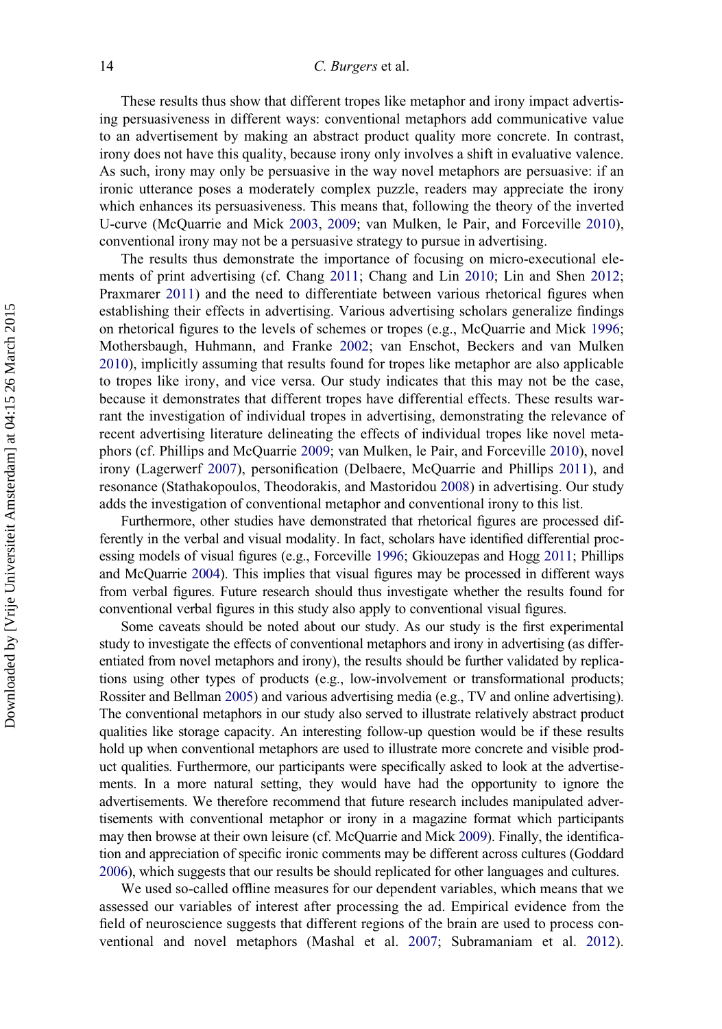These results thus show that different tropes like metaphor and irony impact advertising persuasiveness in different ways: conventional metaphors add communicative value to an advertisement by making an abstract product quality more concrete. In contrast, irony does not have this quality, because irony only involves a shift in evaluative valence. As such, irony may only be persuasive in the way novel metaphors are persuasive: if an ironic utterance poses a moderately complex puzzle, readers may appreciate the irony which enhances its persuasiveness. This means that, following the theory of the inverted U-curve (McQuarrie and Mick 2003, 2009; van Mulken, le Pair, and Forceville 2010), conventional irony may not be a persuasive strategy to pursue in advertising.

The results thus demonstrate the importance of focusing on micro-executional elements of print advertising (cf. Chang 2011; Chang and Lin 2010; Lin and Shen 2012; Praxmarer 2011) and the need to differentiate between various rhetorical figures when establishing their effects in advertising. Various advertising scholars generalize findings on rhetorical figures to the levels of schemes or tropes (e.g., McQuarrie and Mick 1996; Mothersbaugh, Huhmann, and Franke 2002; van Enschot, Beckers and van Mulken 2010), implicitly assuming that results found for tropes like metaphor are also applicable to tropes like irony, and vice versa. Our study indicates that this may not be the case, because it demonstrates that different tropes have differential effects. These results warrant the investigation of individual tropes in advertising, demonstrating the relevance of recent advertising literature delineating the effects of individual tropes like novel metaphors (cf. Phillips and McQuarrie 2009; van Mulken, le Pair, and Forceville 2010), novel irony (Lagerwerf 2007), personification (Delbaere, McQuarrie and Phillips 2011), and resonance (Stathakopoulos, Theodorakis, and Mastoridou 2008) in advertising. Our study adds the investigation of conventional metaphor and conventional irony to this list.

Furthermore, other studies have demonstrated that rhetorical figures are processed differently in the verbal and visual modality. In fact, scholars have identified differential processing models of visual figures (e.g., Forceville 1996; Gkiouzepas and Hogg 2011; Phillips and McQuarrie 2004). This implies that visual figures may be processed in different ways from verbal figures. Future research should thus investigate whether the results found for conventional verbal figures in this study also apply to conventional visual figures.

Some caveats should be noted about our study. As our study is the first experimental study to investigate the effects of conventional metaphors and irony in advertising (as differentiated from novel metaphors and irony), the results should be further validated by replications using other types of products (e.g., low-involvement or transformational products; Rossiter and Bellman 2005) and various advertising media (e.g., TV and online advertising). The conventional metaphors in our study also served to illustrate relatively abstract product qualities like storage capacity. An interesting follow-up question would be if these results hold up when conventional metaphors are used to illustrate more concrete and visible product qualities. Furthermore, our participants were specifically asked to look at the advertisements. In a more natural setting, they would have had the opportunity to ignore the advertisements. We therefore recommend that future research includes manipulated advertisements with conventional metaphor or irony in a magazine format which participants may then browse at their own leisure (cf. McQuarrie and Mick 2009). Finally, the identification and appreciation of specific ironic comments may be different across cultures (Goddard 2006), which suggests that our results be should replicated for other languages and cultures.

We used so-called offline measures for our dependent variables, which means that we assessed our variables of interest after processing the ad. Empirical evidence from the field of neuroscience suggests that different regions of the brain are used to process conventional and novel metaphors (Mashal et al. 2007; Subramaniam et al. 2012).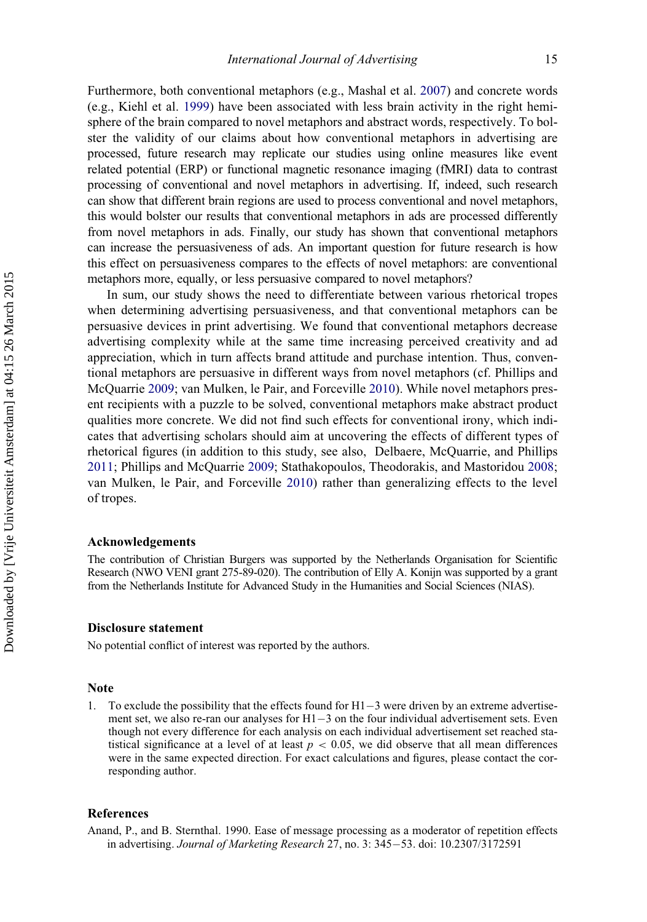Furthermore, both conventional metaphors (e.g., Mashal et al. 2007) and concrete words (e.g., Kiehl et al. 1999) have been associated with less brain activity in the right hemisphere of the brain compared to novel metaphors and abstract words, respectively. To bolster the validity of our claims about how conventional metaphors in advertising are processed, future research may replicate our studies using online measures like event related potential (ERP) or functional magnetic resonance imaging (fMRI) data to contrast processing of conventional and novel metaphors in advertising. If, indeed, such research can show that different brain regions are used to process conventional and novel metaphors, this would bolster our results that conventional metaphors in ads are processed differently from novel metaphors in ads. Finally, our study has shown that conventional metaphors can increase the persuasiveness of ads. An important question for future research is how this effect on persuasiveness compares to the effects of novel metaphors: are conventional metaphors more, equally, or less persuasive compared to novel metaphors?

In sum, our study shows the need to differentiate between various rhetorical tropes when determining advertising persuasiveness, and that conventional metaphors can be persuasive devices in print advertising. We found that conventional metaphors decrease advertising complexity while at the same time increasing perceived creativity and ad appreciation, which in turn affects brand attitude and purchase intention. Thus, conventional metaphors are persuasive in different ways from novel metaphors (cf. Phillips and McQuarrie 2009; van Mulken, le Pair, and Forceville 2010). While novel metaphors present recipients with a puzzle to be solved, conventional metaphors make abstract product qualities more concrete. We did not find such effects for conventional irony, which indicates that advertising scholars should aim at uncovering the effects of different types of rhetorical figures (in addition to this study, see also, Delbaere, McQuarrie, and Phillips 2011; Phillips and McQuarrie 2009; Stathakopoulos, Theodorakis, and Mastoridou 2008; van Mulken, le Pair, and Forceville 2010) rather than generalizing effects to the level of tropes.

## Acknowledgements

The contribution of Christian Burgers was supported by the Netherlands Organisation for Scientific Research (NWO VENI grant 275-89-020). The contribution of Elly A. Konijn was supported by a grant from the Netherlands Institute for Advanced Study in the Humanities and Social Sciences (NIAS).

## Disclosure statement

No potential conflict of interest was reported by the authors.

## Note

1. To exclude the possibility that the effects found for H1−3 were driven by an extreme advertisement set, we also re-ran our analyses for H1−3 on the four individual advertisement sets. Even though not every difference for each analysis on each individual advertisement set reached statistical significance at a level of at least $p < 0.05$, we did observe that all mean differences were in the same expected direction. For exact calculations and figures, please contact the corresponding author.

## References

Anand, P., and B. Sternthal. 1990. Ease of message processing as a moderator of repetition effects in advertising. *Journal of Marketing Research* 27, no. 3: 345−53. doi: 10.2307/3172591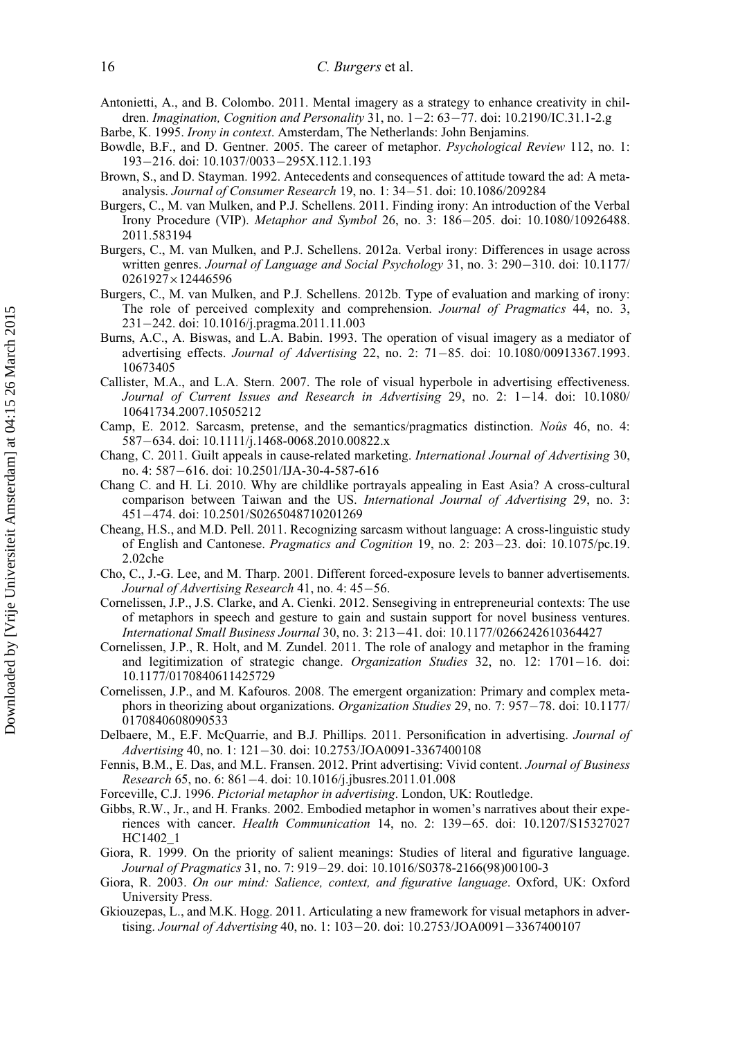Antonietti, A., and B. Colombo. 2011. Mental imagery as a strategy to enhance creativity in children. *Imagination, Cognition and Personality* 31, no. 1−2: 63−77. doi: 10.2190/IC.31.1-2.g

Barbe, K. 1995. *Irony in context*. Amsterdam, The Netherlands: John Benjamins.

Bowdle, B.F., and D. Gentner. 2005. The career of metaphor. *Psychological Review* 112, no. 1: 193−216. doi: 10.1037/0033−295X.112.1.193

Brown, S., and D. Stayman. 1992. Antecedents and consequences of attitude toward the ad: A meta-analysis. *Journal of Consumer Research* 19, no. 1: 34−51. doi: 10.1086/209284

Burgers, C., M. van Mulken, and P.J. Schellens. 2011. Finding irony: An introduction of the Verbal Irony Procedure (VIP). *Metaphor and Symbol* 26, no. 3: 186−205. doi: 10.1080/10926488.2011.583194

Burgers, C., M. van Mulken, and P.J. Schellens. 2012a. Verbal irony: Differences in usage across written genres. *Journal of Language and Social Psychology* 31, no. 3: 290−310. doi: 10.1177/0261927×12446596

Burgers, C., M. van Mulken, and P.J. Schellens. 2012b. Type of evaluation and marking of irony: The role of perceived complexity and comprehension. *Journal of Pragmatics* 44, no. 3, 231−242. doi: 10.1016/j.pragma.2011.11.003

Burns, A.C., A. Biswas, and L.A. Babin. 1993. The operation of visual imagery as a mediator of advertising effects. *Journal of Advertising* 22, no. 2: 71−85. doi: 10.1080/00913367.1993.10673405

Callister, M.A., and L.A. Stern. 2007. The role of visual hyperbole in advertising effectiveness. *Journal of Current Issues and Research in Advertising* 29, no. 2: 1−14. doi: 10.1080/10641734.2007.10505212

Camp, E. 2012. Sarcasm, pretense, and the semantics/pragmatics distinction. *Noûs* 46, no. 4: 587−634. doi: 10.1111/j.1468-0068.2010.00822.x

Chang, C. 2011. Guilt appeals in cause-related marketing. *International Journal of Advertising* 30, no. 4: 587−616. doi: 10.2501/IJA-30-4-587-616

Chang C. and H. Li. 2010. Why are childlike portrayals appealing in East Asia? A cross-cultural comparison between Taiwan and the US. *International Journal of Advertising* 29, no. 3: 451−474. doi: 10.2501/S0265048710201269

Cheang, H.S., and M.D. Pell. 2011. Recognizing sarcasm without language: A cross-linguistic study of English and Cantonese. *Pragmatics and Cognition* 19, no. 2: 203−23. doi: 10.1075/pc.19.2.02che

Cho, C., J.-G. Lee, and M. Tharp. 2001. Different forced-exposure levels to banner advertisements. *Journal of Advertising Research* 41, no. 4: 45−56.

Cornelissen, J.P., J.S. Clarke, and A. Cienki. 2012. Sensegiving in entrepreneurial contexts: The use of metaphors in speech and gesture to gain and sustain support for novel business ventures. *International Small Business Journal* 30, no. 3: 213−41. doi: 10.1177/0266242610364427

Cornelissen, J.P., R. Holt, and M. Zundel. 2011. The role of analogy and metaphor in the framing and legitimization of strategic change. *Organization Studies* 32, no. 12: 1701−16. doi: 10.1177/0170840611425729

Cornelissen, J.P., and M. Kafouros. 2008. The emergent organization: Primary and complex metaphors in theorizing about organizations. *Organization Studies* 29, no. 7: 957−78. doi: 10.1177/0170840608090533

Delbaere, M., E.F. McQuarrie, and B.J. Phillips. 2011. Personification in advertising. *Journal of Advertising* 40, no. 1: 121−30. doi: 10.2753/JOA0091-3367400108

Fennis, B.M., E. Das, and M.L. Fransen. 2012. Print advertising: Vivid content. *Journal of Business Research* 65, no. 6: 861−4. doi: 10.1016/j.jbusres.2011.01.008

Forceville, C.J. 1996. *Pictorial metaphor in advertising*. London, UK: Routledge.

Gibbs, R.W., Jr., and H. Franks. 2002. Embodied metaphor in women's narratives about their experiences with cancer. *Health Communication* 14, no. 2: 139−65. doi: 10.1207/S15327027HC1402_1

Giora, R. 1999. On the priority of salient meanings: Studies of literal and figurative language. *Journal of Pragmatics* 31, no. 7: 919−29. doi: 10.1016/S0378-2166(98)00100-3

Giora, R. 2003. *On our mind: Salience, context, and figurative language*. Oxford, UK: Oxford University Press.

Gkiouzepas, L., and M.K. Hogg. 2011. Articulating a new framework for visual metaphors in advertising. *Journal of Advertising* 40, no. 1: 103−20. doi: 10.2753/JOA0091−3367400107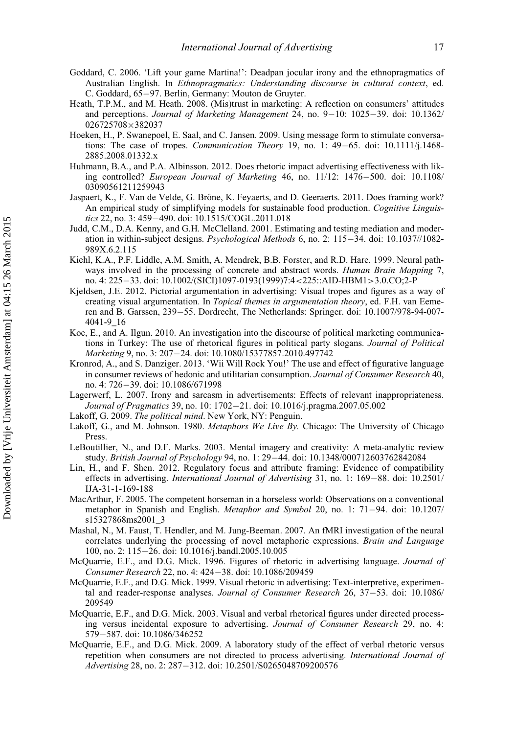Goddard, C. 2006. 'Lift your game Martina!': Deadpan jocular irony and the ethnopragmatics of Australian English. In *Ethnopragmatics: Understanding discourse in cultural context*, ed. C. Goddard, 65−97. Berlin, Germany: Mouton de Gruyter.

Heath, T.P.M., and M. Heath. 2008. (Mis)trust in marketing: A reflection on consumers' attitudes and perceptions. *Journal of Marketing Management* 24, no. 9−10: 1025−39. doi: 10.1362/026725708×382037

Hoeken, H., P. Swanepoel, E. Saal, and C. Jansen. 2009. Using message form to stimulate conversations: The case of tropes. *Communication Theory* 19, no. 1: 49−65. doi: 10.1111/j.1468-2885.2008.01332.x

Huhmann, B.A., and P.A. Albinsson. 2012. Does rhetoric impact advertising effectiveness with liking controlled? *European Journal of Marketing* 46, no. 11/12: 1476−500. doi: 10.1108/03090561211259943

Jaspaert, K., F. Van de Velde, G. Brône, K. Feyaerts, and D. Geeraerts. 2011. Does framing work? An empirical study of simplifying models for sustainable food production. *Cognitive Linguistics* 22, no. 3: 459−490. doi: 10.1515/COGL.2011.018

Judd, C.M., D.A. Kenny, and G.H. McClelland. 2001. Estimating and testing mediation and moderation in within-subject designs. *Psychological Methods* 6, no. 2: 115−34. doi: 10.1037//1082-989X.6.2.115

Kiehl, K.A., P.F. Liddle, A.M. Smith, A. Mendrek, B.B. Forster, and R.D. Hare. 1999. Neural pathways involved in the processing of concrete and abstract words. *Human Brain Mapping* 7, no. 4: 225−33. doi: 10.1002/(SICI)1097-0193(1999)7:4<225::AID-HBM1>3.0.CO;2-P

Kjeldsen, J.E. 2012. Pictorial argumentation in advertising: Visual tropes and figures as a way of creating visual argumentation. In *Topical themes in argumentation theory*, ed. F.H. van Eemeren and B. Garssen, 239−55. Dordrecht, The Netherlands: Springer. doi: 10.1007/978-94-007-4041-9_16

Koc, E., and A. Ilgun. 2010. An investigation into the discourse of political marketing communications in Turkey: The use of rhetorical figures in political party slogans. *Journal of Political Marketing* 9, no. 3: 207−24. doi: 10.1080/15377857.2010.497742

Kronrod, A., and S. Danziger. 2013. 'Wii Will Rock You!' The use and effect of figurative language in consumer reviews of hedonic and utilitarian consumption. *Journal of Consumer Research* 40, no. 4: 726−39. doi: 10.1086/671998

Lagerwerf, L. 2007. Irony and sarcasm in advertisements: Effects of relevant inappropriateness. *Journal of Pragmatics* 39, no. 10: 1702−21. doi: 10.1016/j.pragma.2007.05.002

Lakoff, G. 2009. *The political mind*. New York, NY: Penguin.

Lakoff, G., and M. Johnson. 1980. *Metaphors We Live By.* Chicago: The University of Chicago Press.

LeBoutillier, N., and D.F. Marks. 2003. Mental imagery and creativity: A meta-analytic review study. *British Journal of Psychology* 94, no. 1: 29−44. doi: 10.1348/000712603762842084

Lin, H., and F. Shen. 2012. Regulatory focus and attribute framing: Evidence of compatibility effects in advertising. *International Journal of Advertising* 31, no. 1: 169−88. doi: 10.2501/IJA-31-1-169-188

MacArthur, F. 2005. The competent horseman in a horseless world: Observations on a conventional metaphor in Spanish and English. *Metaphor and Symbol* 20, no. 1: 71−94. doi: 10.1207/s15327868ms2001_3

Mashal, N., M. Faust, T. Hendler, and M. Jung-Beeman. 2007. An fMRI investigation of the neural correlates underlying the processing of novel metaphoric expressions. *Brain and Language* 100, no. 2: 115−26. doi: 10.1016/j.bandl.2005.10.005

McQuarrie, E.F., and D.G. Mick. 1996. Figures of rhetoric in advertising language. *Journal of Consumer Research* 22, no. 4: 424−38. doi: 10.1086/209459

McQuarrie, E.F., and D.G. Mick. 1999. Visual rhetoric in advertising: Text-interpretive, experimental and reader-response analyses. *Journal of Consumer Research* 26, 37−53. doi: 10.1086/209549

McQuarrie, E.F., and D.G. Mick. 2003. Visual and verbal rhetorical figures under directed processing versus incidental exposure to advertising. *Journal of Consumer Research* 29, no. 4: 579−587. doi: 10.1086/346252

McQuarrie, E.F., and D.G. Mick. 2009. A laboratory study of the effect of verbal rhetoric versus repetition when consumers are not directed to process advertising. *International Journal of Advertising* 28, no. 2: 287−312. doi: 10.2501/S0265048709200576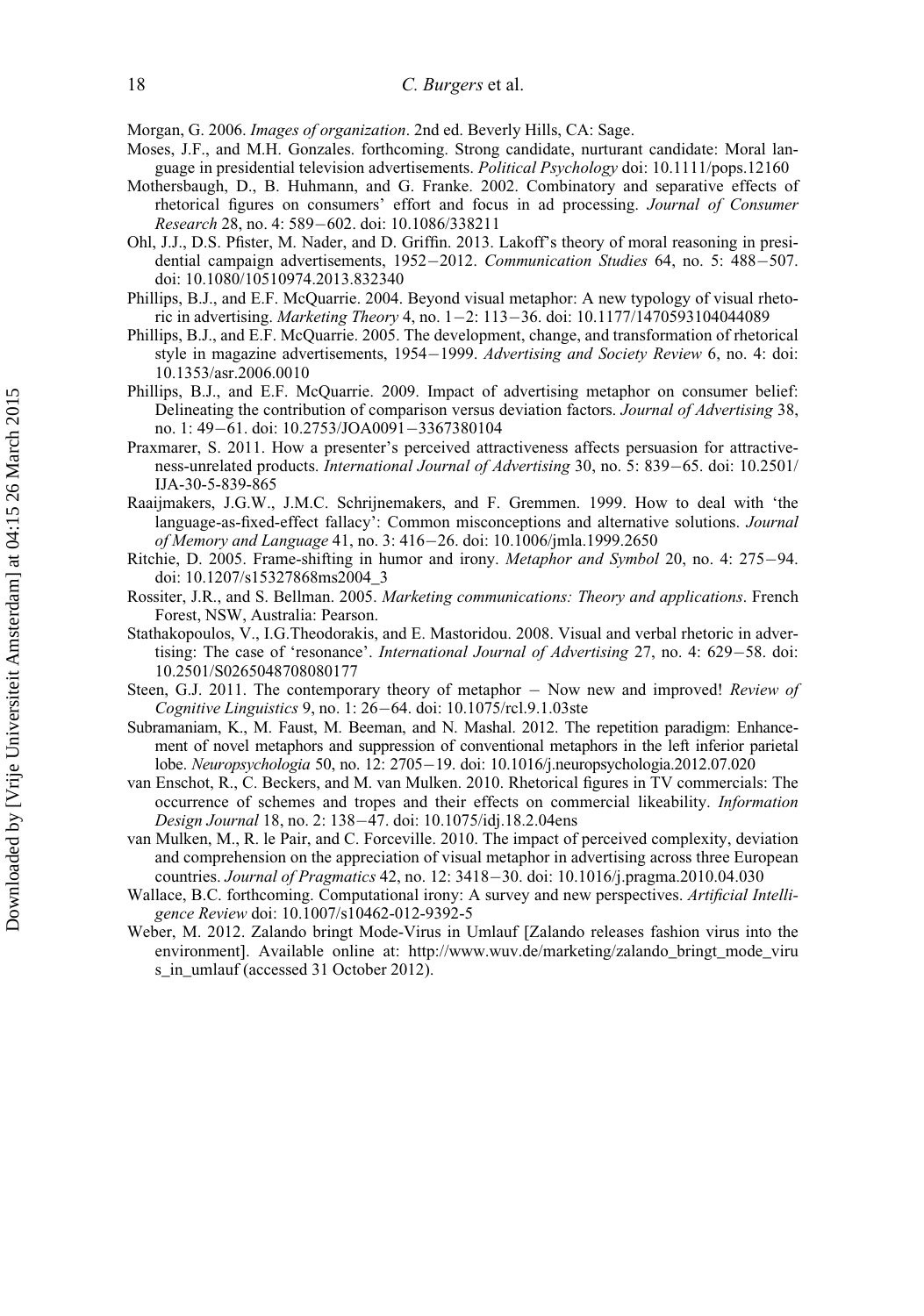Morgan, G. 2006. *Images of organization*. 2nd ed. Beverly Hills, CA: Sage.

Moses, J.F., and M.H. Gonzales. forthcoming. Strong candidate, nurturant candidate: Moral language in presidential television advertisements. *Political Psychology* doi: 10.1111/pops.12160

Mothersbaugh, D., B. Huhmann, and G. Franke. 2002. Combinatory and separative effects of rhetorical figures on consumers' effort and focus in ad processing. *Journal of Consumer Research* 28, no. 4: 589−602. doi: 10.1086/338211

Ohl, J.J., D.S. Pfister, M. Nader, and D. Griffin. 2013. Lakoff's theory of moral reasoning in presidential campaign advertisements, 1952−2012. *Communication Studies* 64, no. 5: 488−507. doi: 10.1080/10510974.2013.832340

Phillips, B.J., and E.F. McQuarrie. 2004. Beyond visual metaphor: A new typology of visual rhetoric in advertising. *Marketing Theory* 4, no. 1−2: 113−36. doi: 10.1177/1470593104044089

Phillips, B.J., and E.F. McQuarrie. 2005. The development, change, and transformation of rhetorical style in magazine advertisements, 1954−1999. *Advertising and Society Review* 6, no. 4: doi: 10.1353/asr.2006.0010

Phillips, B.J., and E.F. McQuarrie. 2009. Impact of advertising metaphor on consumer belief: Delineating the contribution of comparison versus deviation factors. *Journal of Advertising* 38, no. 1: 49−61. doi: 10.2753/JOA0091−3367380104

Praxmarer, S. 2011. How a presenter's perceived attractiveness affects persuasion for attractiveness-unrelated products. *International Journal of Advertising* 30, no. 5: 839−65. doi: 10.2501/IJA-30-5-839-865

Raaijmakers, J.G.W., J.M.C. Schrijnemakers, and F. Gremmen. 1999. How to deal with 'the language-as-fixed-effect fallacy': Common misconceptions and alternative solutions. *Journal of Memory and Language* 41, no. 3: 416−26. doi: 10.1006/jmla.1999.2650

Ritchie, D. 2005. Frame-shifting in humor and irony. *Metaphor and Symbol* 20, no. 4: 275−94. doi: 10.1207/s15327868ms2004_3

Rossiter, J.R., and S. Bellman. 2005. *Marketing communications: Theory and applications*. French Forest, NSW, Australia: Pearson.

Stathakopoulos, V., I.G.Theodorakis, and E. Mastoridou. 2008. Visual and verbal rhetoric in advertising: The case of 'resonance'. *International Journal of Advertising* 27, no. 4: 629−58. doi: 10.2501/S0265048708080177

Steen, G.J. 2011. The contemporary theory of metaphor − Now new and improved! *Review of Cognitive Linguistics* 9, no. 1: 26−64. doi: 10.1075/rcl.9.1.03ste

Subramaniam, K., M. Faust, M. Beeman, and N. Mashal. 2012. The repetition paradigm: Enhancement of novel metaphors and suppression of conventional metaphors in the left inferior parietal lobe. *Neuropsychologia* 50, no. 12: 2705−19. doi: 10.1016/j.neuropsychologia.2012.07.020

van Enschot, R., C. Beckers, and M. van Mulken. 2010. Rhetorical figures in TV commercials: The occurrence of schemes and tropes and their effects on commercial likeability. *Information Design Journal* 18, no. 2: 138−47. doi: 10.1075/idj.18.2.04ens

van Mulken, M., R. le Pair, and C. Forceville. 2010. The impact of perceived complexity, deviation and comprehension on the appreciation of visual metaphor in advertising across three European countries. *Journal of Pragmatics* 42, no. 12: 3418−30. doi: 10.1016/j.pragma.2010.04.030

Wallace, B.C. forthcoming. Computational irony: A survey and new perspectives. *Artificial Intelligence Review* doi: 10.1007/s10462-012-9392-5

Weber, M. 2012. Zalando bringt Mode-Virus in Umlauf [Zalando releases fashion virus into the environment]. Available online at: http://www.wuv.de/marketing/zalando_bringt_mode_virus_in_umlauf (accessed 31 October 2012).